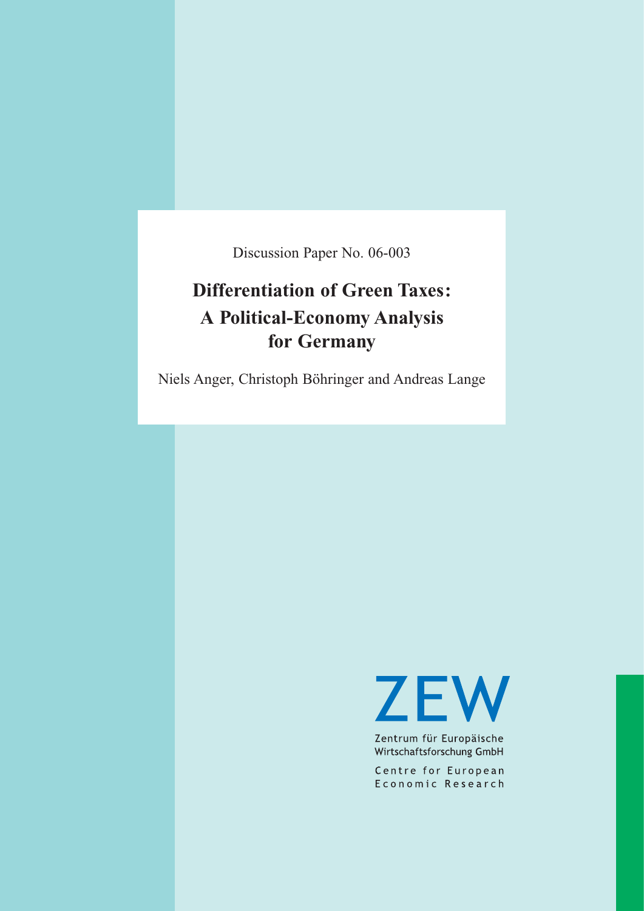Discussion Paper No. 06-003

# Differentiation of Green Taxes: A Political-Economy Analysis for Germany

Niels Anger, Christoph Böhringer and Andreas Lange

ZEW

Zentrum für Europäische Wirtschaftsforschung GmbH

Centre for European Economic Research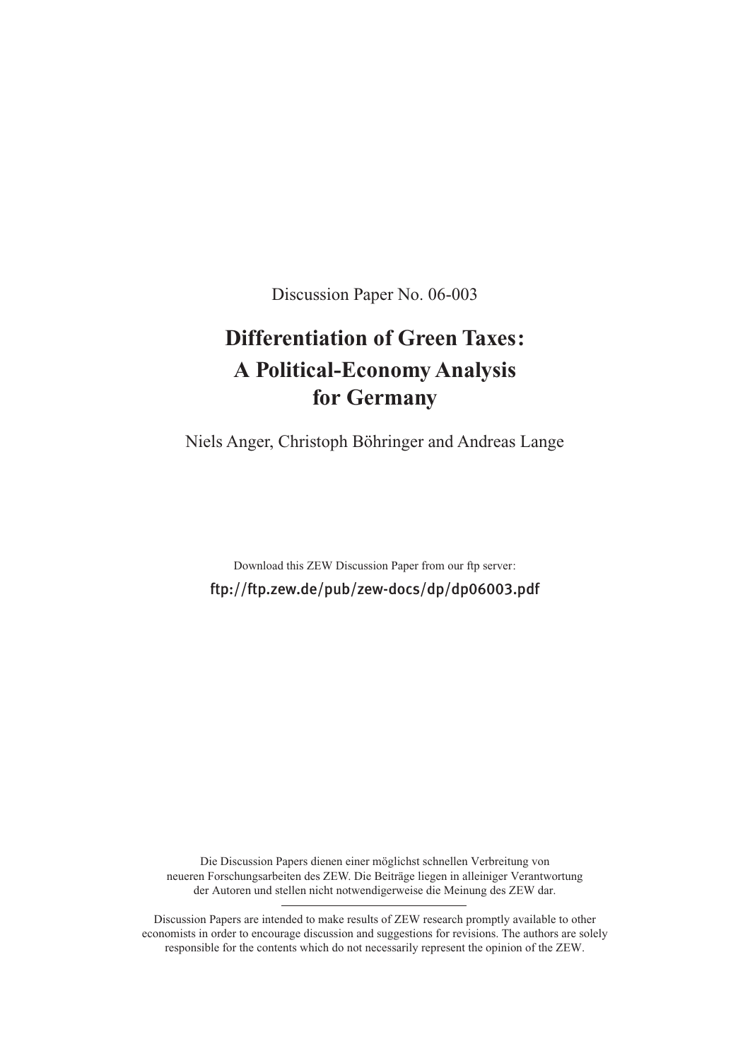Discussion Paper No. 06-003

# Differentiation of Green Taxes: A Political-Economy Analysis for Germany

Niels Anger, Christoph Böhringer and Andreas Lange

Download this ZEW Discussion Paper from our ftp server:

ftp://ftp.zew.de/pub/zew-docs/dp/dp06003.pdf

Die Discussion Papers dienen einer möglichst schnellen Verbreitung von neueren Forschungsarbeiten des ZEW. Die Beiträge liegen in alleiniger Verantwortung der Autoren und stellen nicht notwendigerweise die Meinung des ZEW dar.

Discussion Papers are intended to make results of ZEW research promptly available to other economists in order to encourage discussion and suggestions for revisions. The authors are solely responsible for the contents which do not necessarily represent the opinion of the ZEW.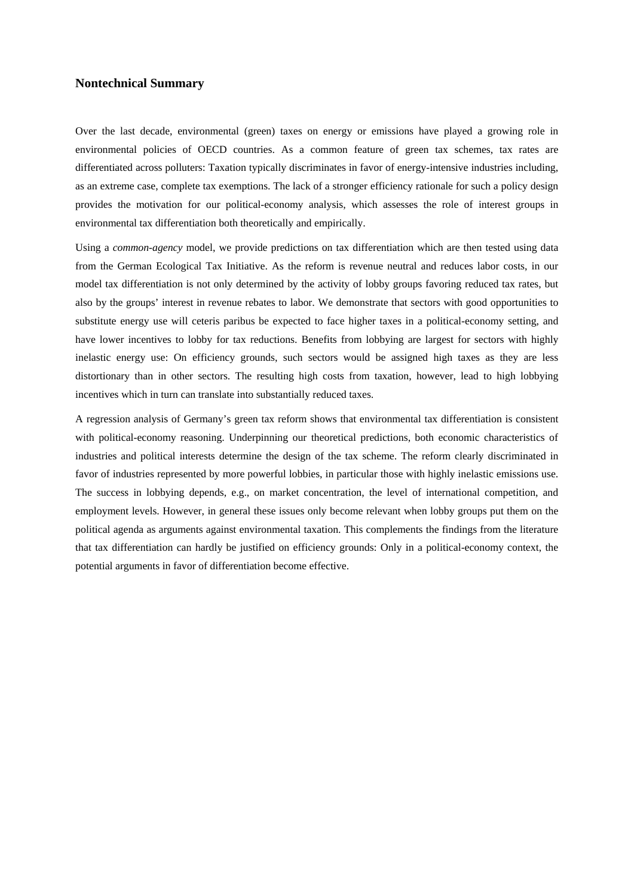## Nontechnical Summary

Over the last decade, environmental (green) taxes on energy or emissions have played a growing role in environmental policies of OECD countries. As a common feature of green tax schemes, tax rates are differentiated across polluters: Taxation typically discriminates in favor of energy-intensive industries including, as an extreme case, complete tax exemptions. The lack of a stronger efficiency rationale for such a policy design provides the motivation for our political-economy analysis, which assesses the role of interest groups in environmental tax differentiation both theoretically and empirically.

Using a *common-agency* model, we provide predictions on tax differentiation which are then tested using data from the German Ecological Tax Initiative. As the reform is revenue neutral and reduces labor costs, in our model tax differentiation is not only determined by the activity of lobby groups favoring reduced tax rates, but also by the groups' interest in revenue rebates to labor. We demonstrate that sectors with good opportunities to substitute energy use will ceteris paribus be expected to face higher taxes in a political-economy setting, and have lower incentives to lobby for tax reductions. Benefits from lobbying are largest for sectors with highly inelastic energy use: On efficiency grounds, such sectors would be assigned high taxes as they are less distortionary than in other sectors. The resulting high costs from taxation, however, lead to high lobbying incentives which in turn can translate into substantially reduced taxes.

A regression analysis of Germany's green tax reform shows that environmental tax differentiation is consistent with political-economy reasoning. Underpinning our theoretical predictions, both economic characteristics of industries and political interests determine the design of the tax scheme. The reform clearly discriminated in favor of industries represented by more powerful lobbies, in particular those with highly inelastic emissions use. The success in lobbying depends, e.g., on market concentration, the level of international competition, and employment levels. However, in general these issues only become relevant when lobby groups put them on the political agenda as arguments against environmental taxation. This complements the findings from the literature that tax differentiation can hardly be justified on efficiency grounds: Only in a political-economy context, the potential arguments in favor of differentiation become effective.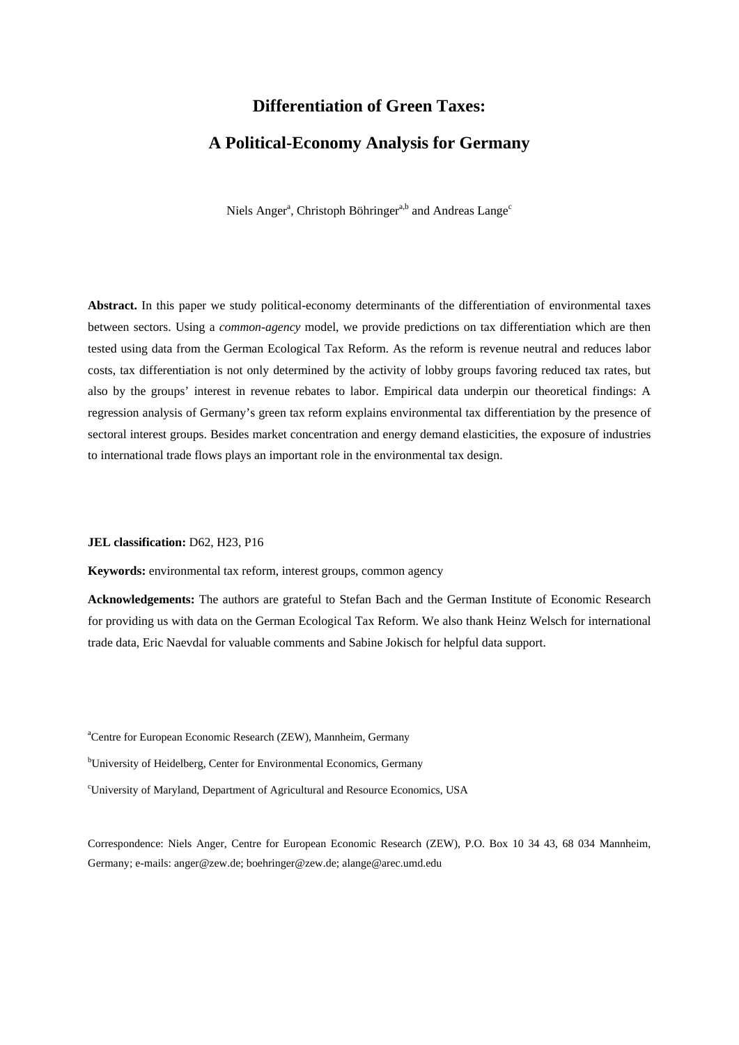# Differentiation of Green Taxes:

# A Political-Economy Analysis for Germany

Niels Anger[a], Christoph Böhringer[a,b] and Andreas Lange[c]

**Abstract.** In this paper we study political-economy determinants of the differentiation of environmental taxes between sectors. Using a *common-agency* model, we provide predictions on tax differentiation which are then tested using data from the German Ecological Tax Reform. As the reform is revenue neutral and reduces labor costs, tax differentiation is not only determined by the activity of lobby groups favoring reduced tax rates, but also by the groups' interest in revenue rebates to labor. Empirical data underpin our theoretical findings: A regression analysis of Germany's green tax reform explains environmental tax differentiation by the presence of sectoral interest groups. Besides market concentration and energy demand elasticities, the exposure of industries to international trade flows plays an important role in the environmental tax design.

**JEL classification:** D62, H23, P16

**Keywords:** environmental tax reform, interest groups, common agency

**Acknowledgements:** The authors are grateful to Stefan Bach and the German Institute of Economic Research for providing us with data on the German Ecological Tax Reform. We also thank Heinz Welsch for international trade data, Eric Naevdal for valuable comments and Sabine Jokisch for helpful data support.

[a]Centre for European Economic Research (ZEW), Mannheim, Germany

[b]University of Heidelberg, Center for Environmental Economics, Germany

[c]University of Maryland, Department of Agricultural and Resource Economics, USA

Correspondence: Niels Anger, Centre for European Economic Research (ZEW), P.O. Box 10 34 43, 68 034 Mannheim, Germany; e-mails: anger@zew.de; boehringer@zew.de; alange@arec.umd.edu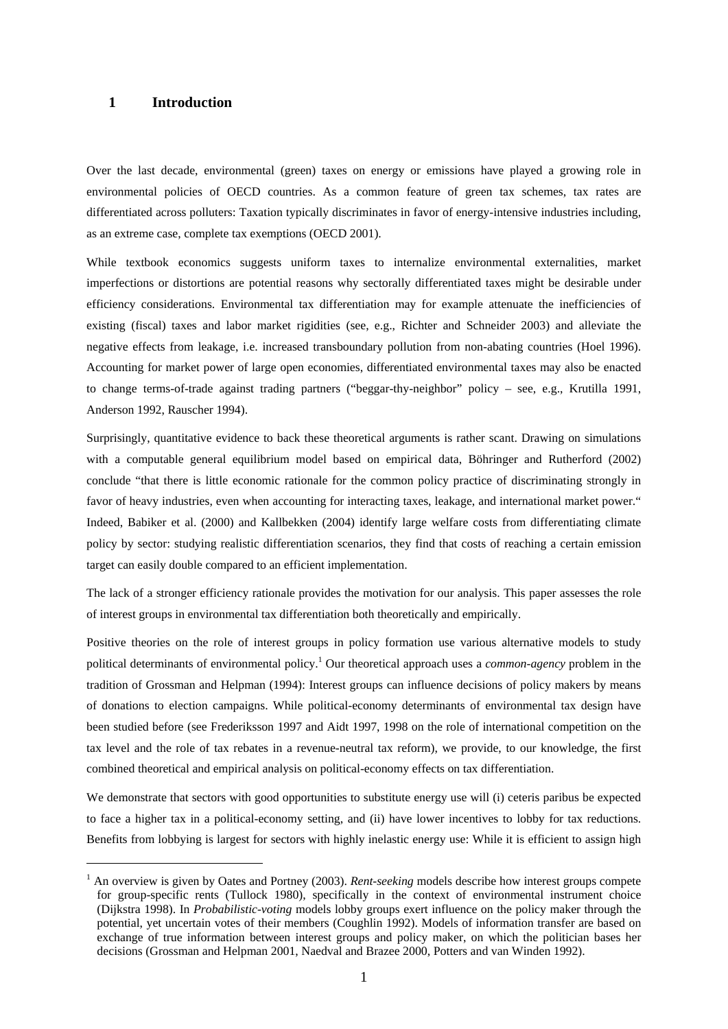# 1 Introduction

Over the last decade, environmental (green) taxes on energy or emissions have played a growing role in environmental policies of OECD countries. As a common feature of green tax schemes, tax rates are differentiated across polluters: Taxation typically discriminates in favor of energy-intensive industries including, as an extreme case, complete tax exemptions (OECD 2001).

While textbook economics suggests uniform taxes to internalize environmental externalities, market imperfections or distortions are potential reasons why sectorally differentiated taxes might be desirable under efficiency considerations. Environmental tax differentiation may for example attenuate the inefficiencies of existing (fiscal) taxes and labor market rigidities (see, e.g., Richter and Schneider 2003) and alleviate the negative effects from leakage, i.e. increased transboundary pollution from non-abating countries (Hoel 1996). Accounting for market power of large open economies, differentiated environmental taxes may also be enacted to change terms-of-trade against trading partners ("beggar-thy-neighbor" policy – see, e.g., Krutilla 1991, Anderson 1992, Rauscher 1994).

Surprisingly, quantitative evidence to back these theoretical arguments is rather scant. Drawing on simulations with a computable general equilibrium model based on empirical data, Böhringer and Rutherford (2002) conclude "that there is little economic rationale for the common policy practice of discriminating strongly in favor of heavy industries, even when accounting for interacting taxes, leakage, and international market power." Indeed, Babiker et al. (2000) and Kallbekken (2004) identify large welfare costs from differentiating climate policy by sector: studying realistic differentiation scenarios, they find that costs of reaching a certain emission target can easily double compared to an efficient implementation.

The lack of a stronger efficiency rationale provides the motivation for our analysis. This paper assesses the role of interest groups in environmental tax differentiation both theoretically and empirically.

Positive theories on the role of interest groups in policy formation use various alternative models to study political determinants of environmental policy.[1] Our theoretical approach uses a *common-agency* problem in the tradition of Grossman and Helpman (1994): Interest groups can influence decisions of policy makers by means of donations to election campaigns. While political-economy determinants of environmental tax design have been studied before (see Frederiksson 1997 and Aidt 1997, 1998 on the role of international competition on the tax level and the role of tax rebates in a revenue-neutral tax reform), we provide, to our knowledge, the first combined theoretical and empirical analysis on political-economy effects on tax differentiation.

We demonstrate that sectors with good opportunities to substitute energy use will (i) ceteris paribus be expected to face a higher tax in a political-economy setting, and (ii) have lower incentives to lobby for tax reductions. Benefits from lobbying is largest for sectors with highly inelastic energy use: While it is efficient to assign high

[1] An overview is given by Oates and Portney (2003). *Rent-seeking* models describe how interest groups compete for group-specific rents (Tullock 1980), specifically in the context of environmental instrument choice (Dijkstra 1998). In *Probabilistic-voting* models lobby groups exert influence on the policy maker through the potential, yet uncertain votes of their members (Coughlin 1992). Models of information transfer are based on exchange of true information between interest groups and policy maker, on which the politician bases her decisions (Grossman and Helpman 2001, Naedval and Brazee 2000, Potters and van Winden 1992).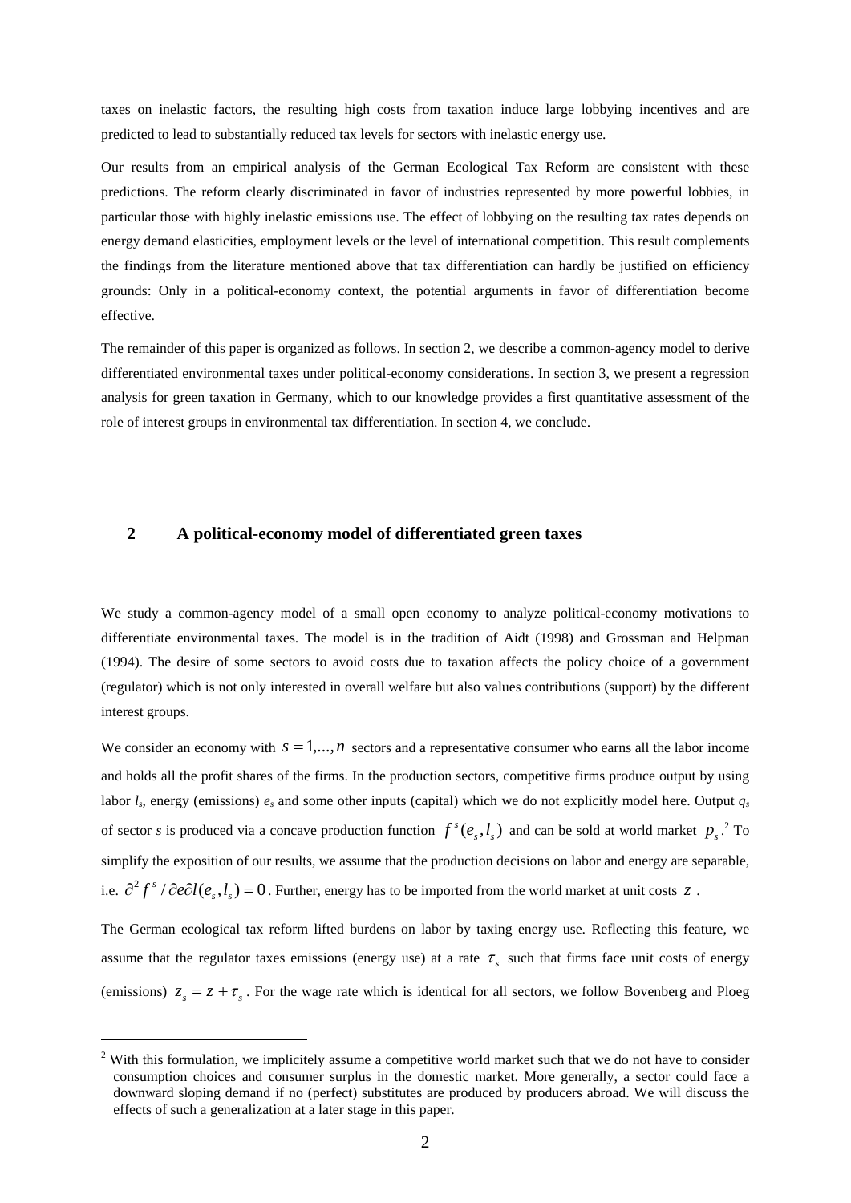taxes on inelastic factors, the resulting high costs from taxation induce large lobbying incentives and are predicted to lead to substantially reduced tax levels for sectors with inelastic energy use.

Our results from an empirical analysis of the German Ecological Tax Reform are consistent with these predictions. The reform clearly discriminated in favor of industries represented by more powerful lobbies, in particular those with highly inelastic emissions use. The effect of lobbying on the resulting tax rates depends on energy demand elasticities, employment levels or the level of international competition. This result complements the findings from the literature mentioned above that tax differentiation can hardly be justified on efficiency grounds: Only in a political-economy context, the potential arguments in favor of differentiation become effective.

The remainder of this paper is organized as follows. In section 2, we describe a common-agency model to derive differentiated environmental taxes under political-economy considerations. In section 3, we present a regression analysis for green taxation in Germany, which to our knowledge provides a first quantitative assessment of the role of interest groups in environmental tax differentiation. In section 4, we conclude.

## 2 A political-economy model of differentiated green taxes

We study a common-agency model of a small open economy to analyze political-economy motivations to differentiate environmental taxes. The model is in the tradition of Aidt (1998) and Grossman and Helpman (1994). The desire of some sectors to avoid costs due to taxation affects the policy choice of a government (regulator) which is not only interested in overall welfare but also values contributions (support) by the different interest groups.

We consider an economy with $s = 1,...,n$ sectors and a representative consumer who earns all the labor income and holds all the profit shares of the firms. In the production sectors, competitive firms produce output by using labor $l_s$, energy (emissions) $e_s$ and some other inputs (capital) which we do not explicitly model here. Output $q_s$ of sector *s* is produced via a concave production function $f^s(e_s, l_s)$ and can be sold at world market $p_s$.[2] To simplify the exposition of our results, we assume that the production decisions on labor and energy are separable, i.e. $\partial^2 f^s / \partial e \partial l(e_s, l_s) = 0$. Further, energy has to be imported from the world market at unit costs $\overline{z}$.

The German ecological tax reform lifted burdens on labor by taxing energy use. Reflecting this feature, we assume that the regulator taxes emissions (energy use) at a rate $\tau_s$ such that firms face unit costs of energy (emissions) $z_s = \overline{z} + \tau_s$. For the wage rate which is identical for all sectors, we follow Bovenberg and Ploeg

[2] With this formulation, we implicitely assume a competitive world market such that we do not have to consider consumption choices and consumer surplus in the domestic market. More generally, a sector could face a downward sloping demand if no (perfect) substitutes are produced by producers abroad. We will discuss the effects of such a generalization at a later stage in this paper.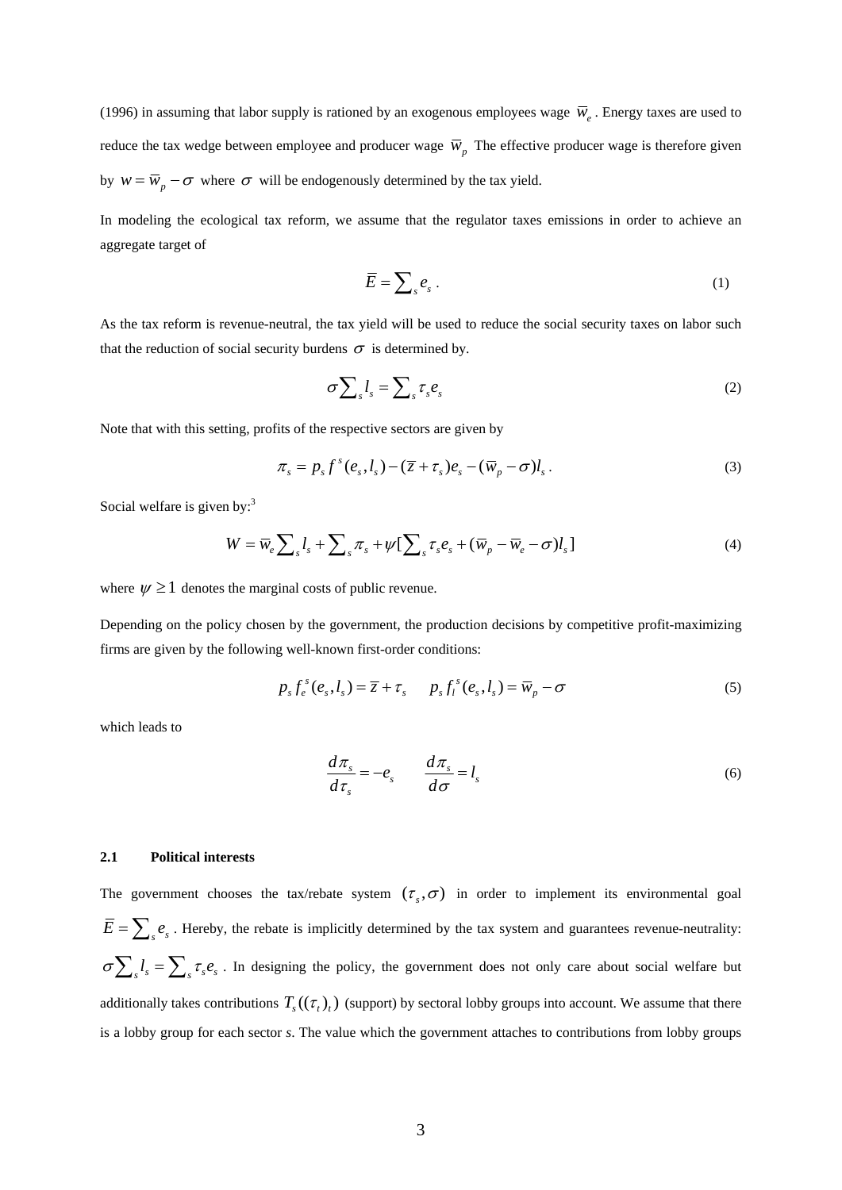(1996) in assuming that labor supply is rationed by an exogenous employees wage $\overline{w}_e$. Energy taxes are used to reduce the tax wedge between employee and producer wage $\overline{w}_p$ The effective producer wage is therefore given by $w = \overline{w}_p - \sigma$ where $\sigma$ will be endogenously determined by the tax yield.

In modeling the ecological tax reform, we assume that the regulator taxes emissions in order to achieve an aggregate target of

$$\overline{E} = \sum_s e_s \,. \tag{1}$$

As the tax reform is revenue-neutral, the tax yield will be used to reduce the social security taxes on labor such that the reduction of social security burdens $\sigma$ is determined by.

$$\sigma \sum_s l_s = \sum_s \tau_s e_s \tag{2}$$

Note that with this setting, profits of the respective sectors are given by

$$\pi_s = p_s f^s(e_s, l_s) - (\overline{z} + \tau_s) e_s - (\overline{w}_p - \sigma) l_s \,. \tag{3}$$

Social welfare is given by:[3]

$$W = \overline{w}_e \sum_s l_s + \sum_s \pi_s + \psi \left[\sum_s \tau_s e_s + (\overline{w}_p - \overline{w}_e - \sigma) l_s\right] \tag{4}$$

where $\psi \geq 1$ denotes the marginal costs of public revenue.

Depending on the policy chosen by the government, the production decisions by competitive profit-maximizing firms are given by the following well-known first-order conditions:

$$p_s f_e^s(e_s, l_s) = \overline{z} + \tau_s \qquad p_s f_l^s(e_s, l_s) = \overline{w}_p - \sigma \tag{5}$$

which leads to

$$\frac{d\pi_s}{d\tau_s} = -e_s \qquad \frac{d\pi_s}{d\sigma} = l_s \tag{6}$$

### 2.1 Political interests

The government chooses the tax/rebate system $(\tau_s, \sigma)$ in order to implement its environmental goal $\overline{E} = \sum_s e_s$. Hereby, the rebate is implicitly determined by the tax system and guarantees revenue-neutrality: $\sigma \sum_s l_s = \sum_s \tau_s e_s$. In designing the policy, the government does not only care about social welfare but additionally takes contributions $T_s((\tau_t)_t)$ (support) by sectoral lobby groups into account. We assume that there is a lobby group for each sector *s*. The value which the government attaches to contributions from lobby groups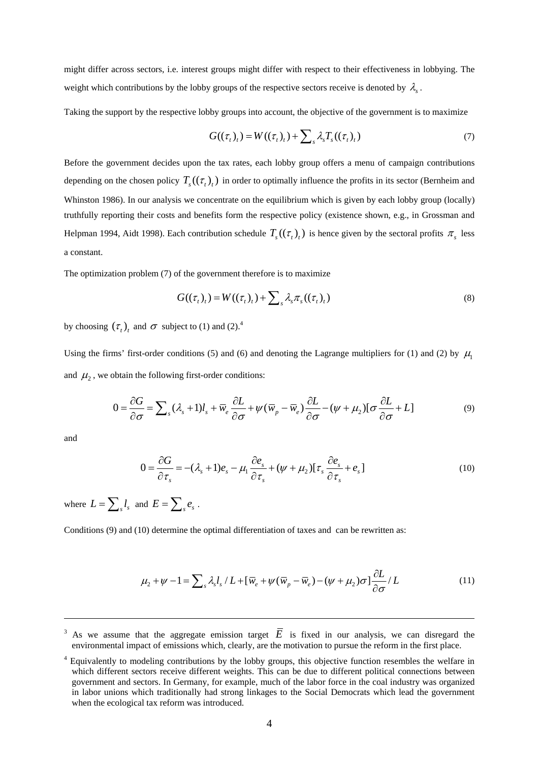might differ across sectors, i.e. interest groups might differ with respect to their effectiveness in lobbying. The weight which contributions by the lobby groups of the respective sectors receive is denoted by $\lambda_s$.

Taking the support by the respective lobby groups into account, the objective of the government is to maximize

$$G((\tau_t)_t) = W((\tau_t)_t) + \sum_s \lambda_s T_s((\tau_t)_t) \tag{7}$$

Before the government decides upon the tax rates, each lobby group offers a menu of campaign contributions depending on the chosen policy $T_s((\tau_t)_t)$ in order to optimally influence the profits in its sector (Bernheim and Whinston 1986). In our analysis we concentrate on the equilibrium which is given by each lobby group (locally) truthfully reporting their costs and benefits form the respective policy (existence shown, e.g., in Grossman and Helpman 1994, Aidt 1998). Each contribution schedule $T_s((\tau_t)_t)$ is hence given by the sectoral profits $\pi_s$ less a constant.

The optimization problem (7) of the government therefore is to maximize

$$G((\tau_t)_t) = W((\tau_t)_t) + \sum_s \lambda_s \pi_s((\tau_t)_t) \tag{8}$$

by choosing $(\tau_t)_t$ and $\sigma$ subject to (1) and (2).[4]

Using the firms' first-order conditions (5) and (6) and denoting the Lagrange multipliers for (1) and (2) by $\mu_1$ and $\mu_2$, we obtain the following first-order conditions:

$$0 = \frac{\partial G}{\partial \sigma} = \sum_s (\lambda_s + 1) l_s + \overline{w}_e \frac{\partial L}{\partial \sigma} + \psi(\overline{w}_p - \overline{w}_e)\frac{\partial L}{\partial \sigma} - (\psi + \mu_2)[\sigma \frac{\partial L}{\partial \sigma} + L] \tag{9}$$

and

$$0 = \frac{\partial G}{\partial \tau_s} = -(\lambda_s + 1) e_s - \mu_1 \frac{\partial e_s}{\partial \tau_s} + (\psi + \mu_2)[\tau_s \frac{\partial e_s}{\partial \tau_s} + e_s] \tag{10}$$

where $L = \sum_s l_s$ and $E = \sum_s e_s$.

Conditions (9) and (10) determine the optimal differentiation of taxes and can be rewritten as:

$$\mu_2 + \psi - 1 = \sum_s \lambda_s l_s / L + [\overline{w}_e + \psi(\overline{w}_p - \overline{w}_e) - (\psi + \mu_2)\sigma] \frac{\partial L}{\partial \sigma} / L \tag{11}$$

---

[3] As we assume that the aggregate emission target $\overline{E}$ is fixed in our analysis, we can disregard the environmental impact of emissions which, clearly, are the motivation to pursue the reform in the first place.

[4] Equivalently to modeling contributions by the lobby groups, this objective function resembles the welfare in which different sectors receive different weights. This can be due to different political connections between government and sectors. In Germany, for example, much of the labor force in the coal industry was organized in labor unions which traditionally had strong linkages to the Social Democrats which lead the government when the ecological tax reform was introduced.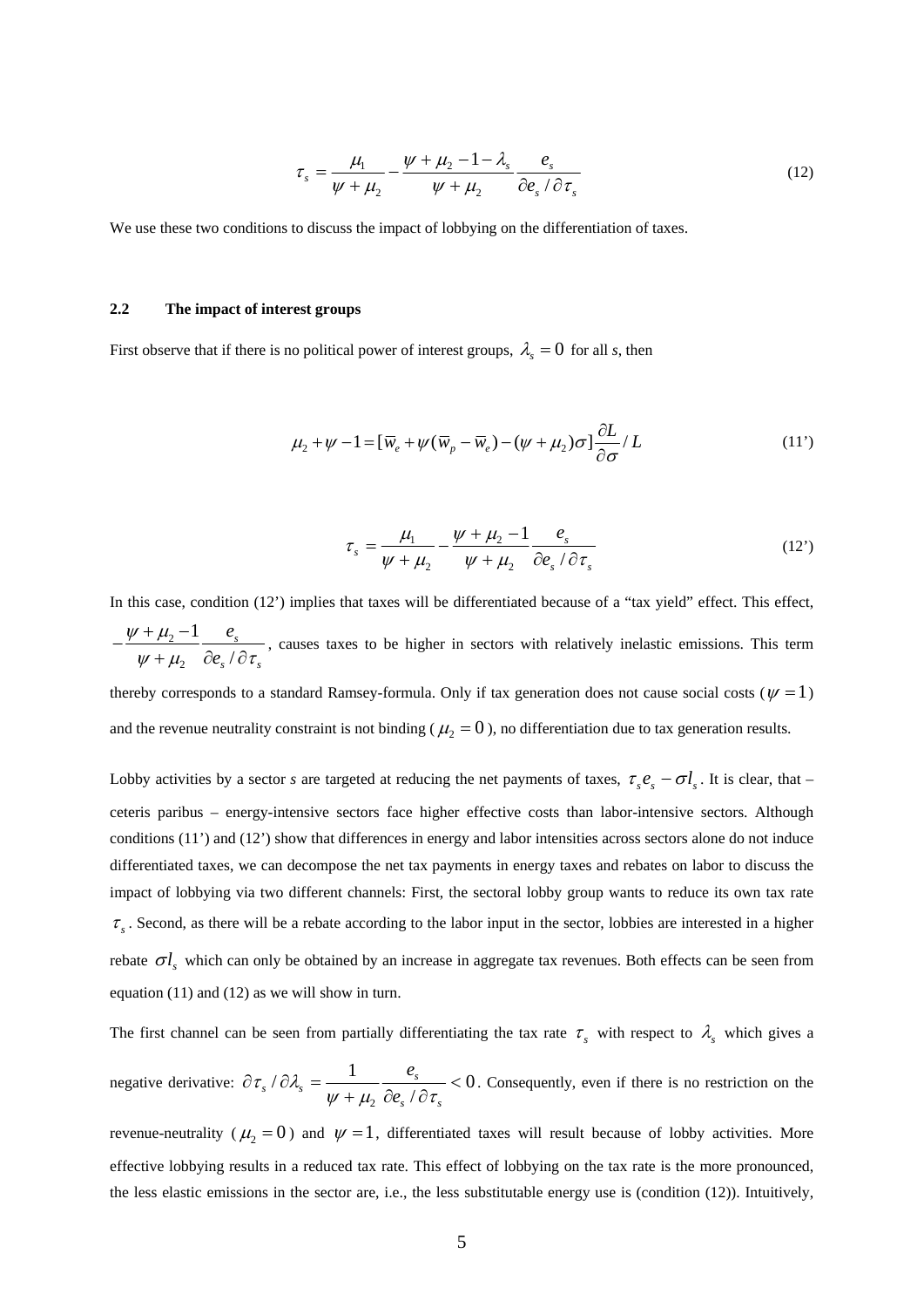$$\tau_s = \frac{\mu_1}{\psi + \mu_2} - \frac{\psi + \mu_2 - 1 - \lambda_s}{\psi + \mu_2} \frac{e_s}{\partial e_s / \partial \tau_s} \tag{12}$$

We use these two conditions to discuss the impact of lobbying on the differentiation of taxes.

### 2.2 The impact of interest groups

First observe that if there is no political power of interest groups, $\lambda_s = 0$ for all *s*, then

$$\mu_2 + \psi - 1 = [\overline{w}_e + \psi(\overline{w}_p - \overline{w}_e) - (\psi + \mu_2)\sigma] \frac{\partial L}{\partial \sigma} / L \tag{11'}$$

$$\tau_s = \frac{\mu_1}{\psi + \mu_2} - \frac{\psi + \mu_2 - 1}{\psi + \mu_2} \frac{e_s}{\partial e_s / \partial \tau_s} \tag{12'}$$

In this case, condition (12') implies that taxes will be differentiated because of a "tax yield" effect. This effect, $-\frac{\psi + \mu_2 - 1}{\psi + \mu_2} \frac{e_s}{\partial e_s / \partial \tau_s}$, causes taxes to be higher in sectors with relatively inelastic emissions. This term thereby corresponds to a standard Ramsey-formula. Only if tax generation does not cause social costs ($\psi = 1$) and the revenue neutrality constraint is not binding ($\mu_2 = 0$), no differentiation due to tax generation results.

Lobby activities by a sector *s* are targeted at reducing the net payments of taxes, $\tau_s e_s - \sigma l_s$. It is clear, that – ceteris paribus – energy-intensive sectors face higher effective costs than labor-intensive sectors. Although conditions (11') and (12') show that differences in energy and labor intensities across sectors alone do not induce differentiated taxes, we can decompose the net tax payments in energy taxes and rebates on labor to discuss the impact of lobbying via two different channels: First, the sectoral lobby group wants to reduce its own tax rate $\tau_s$. Second, as there will be a rebate according to the labor input in the sector, lobbies are interested in a higher rebate $\sigma l_s$ which can only be obtained by an increase in aggregate tax revenues. Both effects can be seen from equation (11) and (12) as we will show in turn.

The first channel can be seen from partially differentiating the tax rate $\tau_s$ with respect to $\lambda_s$ which gives a negative derivative: $\partial \tau_s / \partial \lambda_s = \frac{1}{\psi + \mu_2} \frac{e_s}{\partial e_s / \partial \tau_s} < 0$. Consequently, even if there is no restriction on the revenue-neutrality ($\mu_2 = 0$) and $\psi = 1$, differentiated taxes will result because of lobby activities. More effective lobbying results in a reduced tax rate. This effect of lobbying on the tax rate is the more pronounced, the less elastic emissions in the sector are, i.e., the less substitutable energy use is (condition (12)). Intuitively,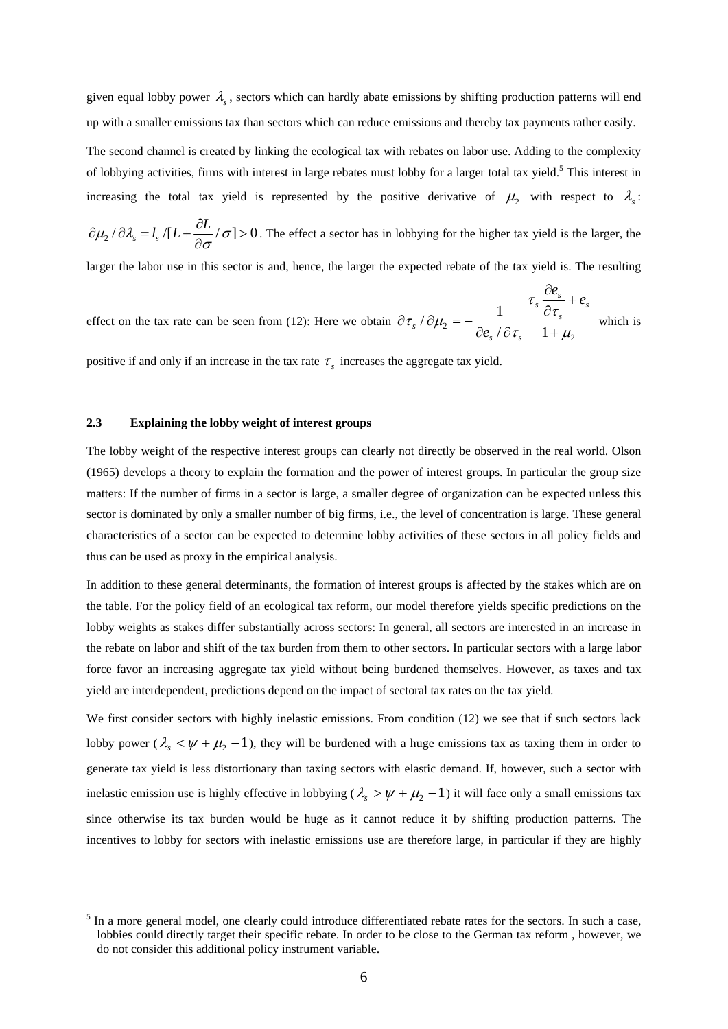given equal lobby power $\lambda_s$, sectors which can hardly abate emissions by shifting production patterns will end up with a smaller emissions tax than sectors which can reduce emissions and thereby tax payments rather easily.

The second channel is created by linking the ecological tax with rebates on labor use. Adding to the complexity of lobbying activities, firms with interest in large rebates must lobby for a larger total tax yield.[5] This interest in increasing the total tax yield is represented by the positive derivative of $\mu_2$ with respect to $\lambda_s$: $\partial \mu_2 / \partial \lambda_s = l_s / [L + \frac{\partial L}{\partial \sigma} / \sigma] > 0$. The effect a sector has in lobbying for the higher tax yield is the larger, the larger the labor use in this sector is and, hence, the larger the expected rebate of the tax yield is. The resulting effect on the tax rate can be seen from (12): Here we obtain $\partial \tau_s / \partial \mu_2 = -\frac{1}{\partial e_s / \partial \tau_s} \frac{\tau_s \frac{\partial e_s}{\partial \tau_s} + e_s}{1 + \mu_2}$ which is positive if and only if an increase in the tax rate $\tau_s$ increases the aggregate tax yield.

### 2.3 Explaining the lobby weight of interest groups

The lobby weight of the respective interest groups can clearly not directly be observed in the real world. Olson (1965) develops a theory to explain the formation and the power of interest groups. In particular the group size matters: If the number of firms in a sector is large, a smaller degree of organization can be expected unless this sector is dominated by only a smaller number of big firms, i.e., the level of concentration is large. These general characteristics of a sector can be expected to determine lobby activities of these sectors in all policy fields and thus can be used as proxy in the empirical analysis.

In addition to these general determinants, the formation of interest groups is affected by the stakes which are on the table. For the policy field of an ecological tax reform, our model therefore yields specific predictions on the lobby weights as stakes differ substantially across sectors: In general, all sectors are interested in an increase in the rebate on labor and shift of the tax burden from them to other sectors. In particular sectors with a large labor force favor an increasing aggregate tax yield without being burdened themselves. However, as taxes and tax yield are interdependent, predictions depend on the impact of sectoral tax rates on the tax yield.

We first consider sectors with highly inelastic emissions. From condition (12) we see that if such sectors lack lobby power ($\lambda_s < \psi + \mu_2 - 1$), they will be burdened with a huge emissions tax as taxing them in order to generate tax yield is less distortionary than taxing sectors with elastic demand. If, however, such a sector with inelastic emission use is highly effective in lobbying ($\lambda_s > \psi + \mu_2 - 1$) it will face only a small emissions tax since otherwise its tax burden would be huge as it cannot reduce it by shifting production patterns. The incentives to lobby for sectors with inelastic emissions use are therefore large, in particular if they are highly

[5] In a more general model, one clearly could introduce differentiated rebate rates for the sectors. In such a case, lobbies could directly target their specific rebate. In order to be close to the German tax reform , however, we do not consider this additional policy instrument variable.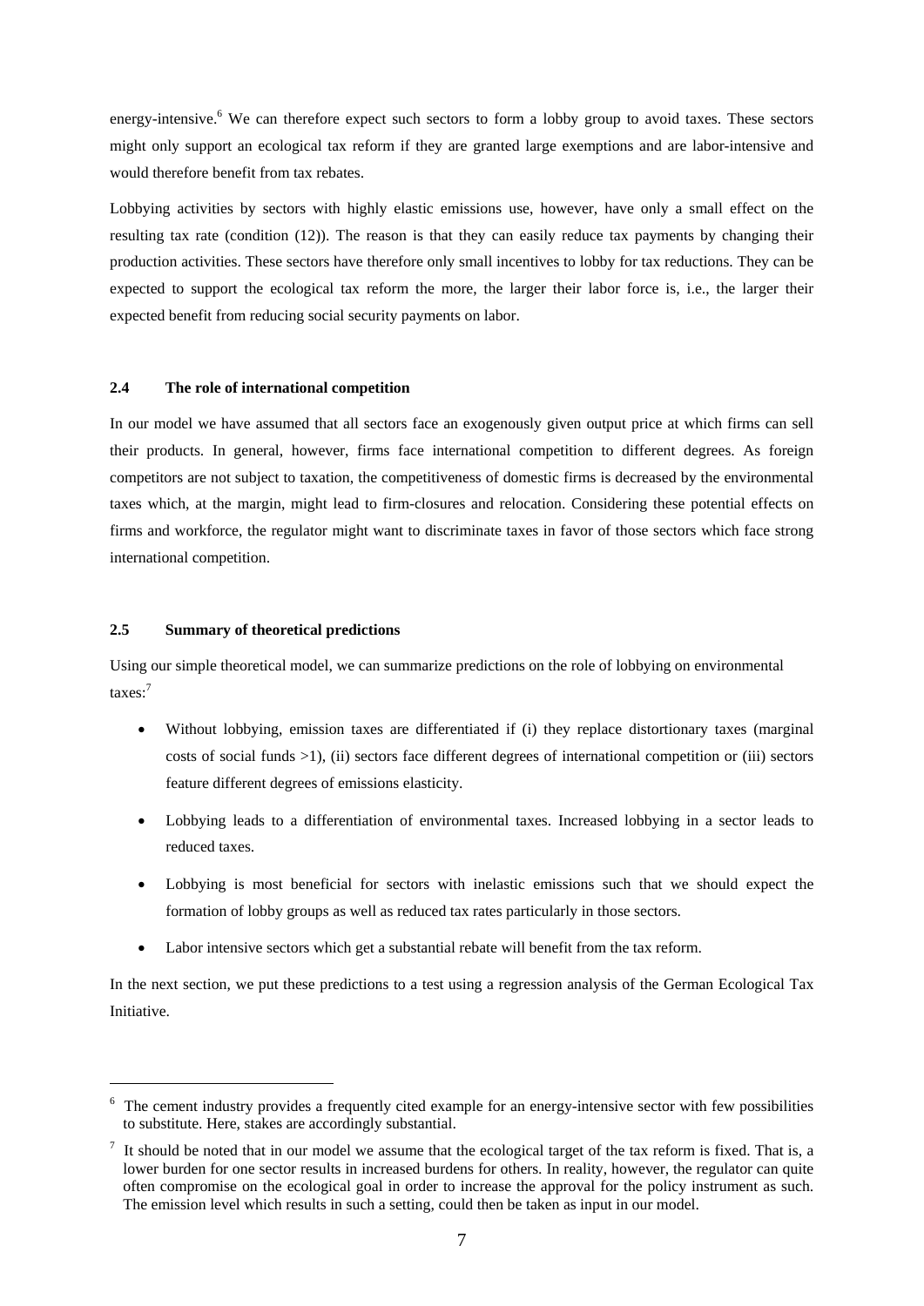energy-intensive.[6] We can therefore expect such sectors to form a lobby group to avoid taxes. These sectors might only support an ecological tax reform if they are granted large exemptions and are labor-intensive and would therefore benefit from tax rebates.

Lobbying activities by sectors with highly elastic emissions use, however, have only a small effect on the resulting tax rate (condition (12)). The reason is that they can easily reduce tax payments by changing their production activities. These sectors have therefore only small incentives to lobby for tax reductions. They can be expected to support the ecological tax reform the more, the larger their labor force is, i.e., the larger their expected benefit from reducing social security payments on labor.

### 2.4 The role of international competition

In our model we have assumed that all sectors face an exogenously given output price at which firms can sell their products. In general, however, firms face international competition to different degrees. As foreign competitors are not subject to taxation, the competitiveness of domestic firms is decreased by the environmental taxes which, at the margin, might lead to firm-closures and relocation. Considering these potential effects on firms and workforce, the regulator might want to discriminate taxes in favor of those sectors which face strong international competition.

### 2.5 Summary of theoretical predictions

Using our simple theoretical model, we can summarize predictions on the role of lobbying on environmental taxes:[7]

- Without lobbying, emission taxes are differentiated if (i) they replace distortionary taxes (marginal costs of social funds >1), (ii) sectors face different degrees of international competition or (iii) sectors feature different degrees of emissions elasticity.
- Lobbying leads to a differentiation of environmental taxes. Increased lobbying in a sector leads to reduced taxes.
- Lobbying is most beneficial for sectors with inelastic emissions such that we should expect the formation of lobby groups as well as reduced tax rates particularly in those sectors.
- Labor intensive sectors which get a substantial rebate will benefit from the tax reform.

In the next section, we put these predictions to a test using a regression analysis of the German Ecological Tax Initiative.

---

[6] The cement industry provides a frequently cited example for an energy-intensive sector with few possibilities to substitute. Here, stakes are accordingly substantial.

[7] It should be noted that in our model we assume that the ecological target of the tax reform is fixed. That is, a lower burden for one sector results in increased burdens for others. In reality, however, the regulator can quite often compromise on the ecological goal in order to increase the approval for the policy instrument as such. The emission level which results in such a setting, could then be taken as input in our model.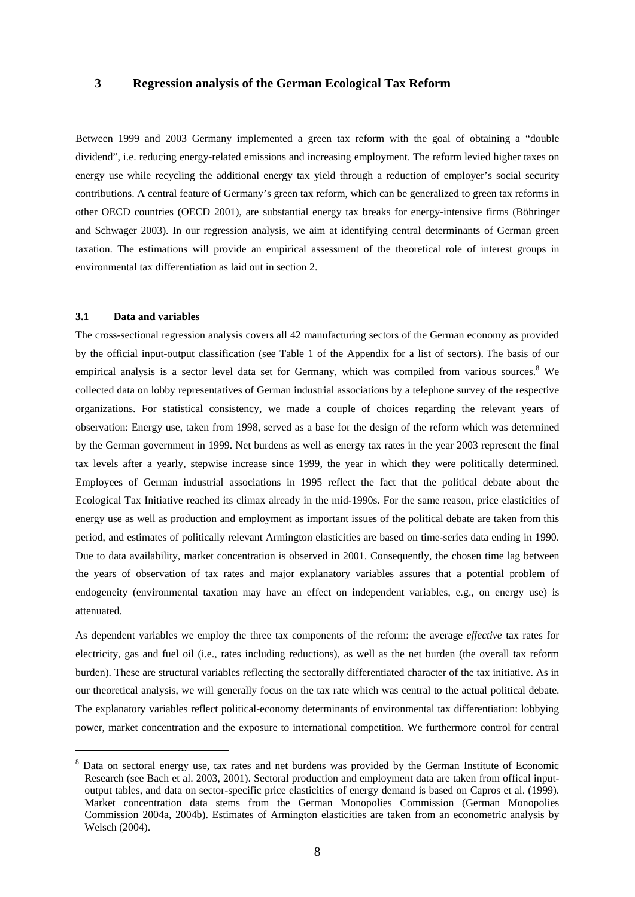## 3 Regression analysis of the German Ecological Tax Reform

Between 1999 and 2003 Germany implemented a green tax reform with the goal of obtaining a "double dividend", i.e. reducing energy-related emissions and increasing employment. The reform levied higher taxes on energy use while recycling the additional energy tax yield through a reduction of employer's social security contributions. A central feature of Germany's green tax reform, which can be generalized to green tax reforms in other OECD countries (OECD 2001), are substantial energy tax breaks for energy-intensive firms (Böhringer and Schwager 2003). In our regression analysis, we aim at identifying central determinants of German green taxation. The estimations will provide an empirical assessment of the theoretical role of interest groups in environmental tax differentiation as laid out in section 2.

### 3.1 Data and variables

The cross-sectional regression analysis covers all 42 manufacturing sectors of the German economy as provided by the official input-output classification (see Table 1 of the Appendix for a list of sectors). The basis of our empirical analysis is a sector level data set for Germany, which was compiled from various sources.[8] We collected data on lobby representatives of German industrial associations by a telephone survey of the respective organizations. For statistical consistency, we made a couple of choices regarding the relevant years of observation: Energy use, taken from 1998, served as a base for the design of the reform which was determined by the German government in 1999. Net burdens as well as energy tax rates in the year 2003 represent the final tax levels after a yearly, stepwise increase since 1999, the year in which they were politically determined. Employees of German industrial associations in 1995 reflect the fact that the political debate about the Ecological Tax Initiative reached its climax already in the mid-1990s. For the same reason, price elasticities of energy use as well as production and employment as important issues of the political debate are taken from this period, and estimates of politically relevant Armington elasticities are based on time-series data ending in 1990. Due to data availability, market concentration is observed in 2001. Consequently, the chosen time lag between the years of observation of tax rates and major explanatory variables assures that a potential problem of endogeneity (environmental taxation may have an effect on independent variables, e.g., on energy use) is attenuated.

As dependent variables we employ the three tax components of the reform: the average *effective* tax rates for electricity, gas and fuel oil (i.e., rates including reductions), as well as the net burden (the overall tax reform burden). These are structural variables reflecting the sectorally differentiated character of the tax initiative. As in our theoretical analysis, we will generally focus on the tax rate which was central to the actual political debate. The explanatory variables reflect political-economy determinants of environmental tax differentiation: lobbying power, market concentration and the exposure to international competition. We furthermore control for central

[8] Data on sectoral energy use, tax rates and net burdens was provided by the German Institute of Economic Research (see Bach et al. 2003, 2001). Sectoral production and employment data are taken from offical input-output tables, and data on sector-specific price elasticities of energy demand is based on Capros et al. (1999). Market concentration data stems from the German Monopolies Commission (German Monopolies Commission 2004a, 2004b). Estimates of Armington elasticities are taken from an econometric analysis by Welsch (2004).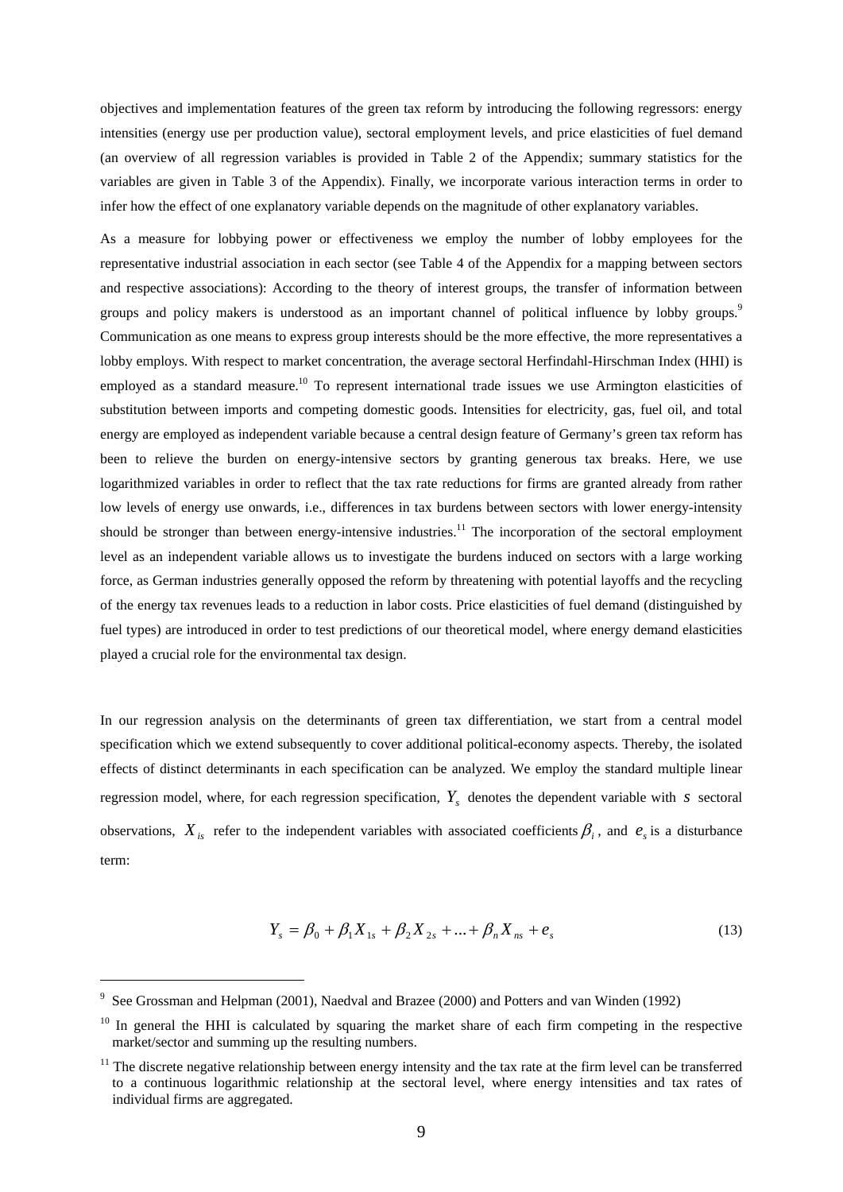objectives and implementation features of the green tax reform by introducing the following regressors: energy intensities (energy use per production value), sectoral employment levels, and price elasticities of fuel demand (an overview of all regression variables is provided in Table 2 of the Appendix; summary statistics for the variables are given in Table 3 of the Appendix). Finally, we incorporate various interaction terms in order to infer how the effect of one explanatory variable depends on the magnitude of other explanatory variables.

As a measure for lobbying power or effectiveness we employ the number of lobby employees for the representative industrial association in each sector (see Table 4 of the Appendix for a mapping between sectors and respective associations): According to the theory of interest groups, the transfer of information between groups and policy makers is understood as an important channel of political influence by lobby groups.[9] Communication as one means to express group interests should be the more effective, the more representatives a lobby employs. With respect to market concentration, the average sectoral Herfindahl-Hirschman Index (HHI) is employed as a standard measure.[10] To represent international trade issues we use Armington elasticities of substitution between imports and competing domestic goods. Intensities for electricity, gas, fuel oil, and total energy are employed as independent variable because a central design feature of Germany's green tax reform has been to relieve the burden on energy-intensive sectors by granting generous tax breaks. Here, we use logarithmized variables in order to reflect that the tax rate reductions for firms are granted already from rather low levels of energy use onwards, i.e., differences in tax burdens between sectors with lower energy-intensity should be stronger than between energy-intensive industries.[11] The incorporation of the sectoral employment level as an independent variable allows us to investigate the burdens induced on sectors with a large working force, as German industries generally opposed the reform by threatening with potential layoffs and the recycling of the energy tax revenues leads to a reduction in labor costs. Price elasticities of fuel demand (distinguished by fuel types) are introduced in order to test predictions of our theoretical model, where energy demand elasticities played a crucial role for the environmental tax design.

In our regression analysis on the determinants of green tax differentiation, we start from a central model specification which we extend subsequently to cover additional political-economy aspects. Thereby, the isolated effects of distinct determinants in each specification can be analyzed. We employ the standard multiple linear regression model, where, for each regression specification, $Y_s$ denotes the dependent variable with $s$ sectoral observations, $X_{is}$ refer to the independent variables with associated coefficients $\beta_i$, and $e_s$ is a disturbance term:

$$Y_s = \beta_0 + \beta_1 X_{1s} + \beta_2 X_{2s} + \ldots + \beta_n X_{ns} + e_s \tag{13}$$

[9] See Grossman and Helpman (2001), Naedval and Brazee (2000) and Potters and van Winden (1992)

[10] In general the HHI is calculated by squaring the market share of each firm competing in the respective market/sector and summing up the resulting numbers.

[11] The discrete negative relationship between energy intensity and the tax rate at the firm level can be transferred to a continuous logarithmic relationship at the sectoral level, where energy intensities and tax rates of individual firms are aggregated.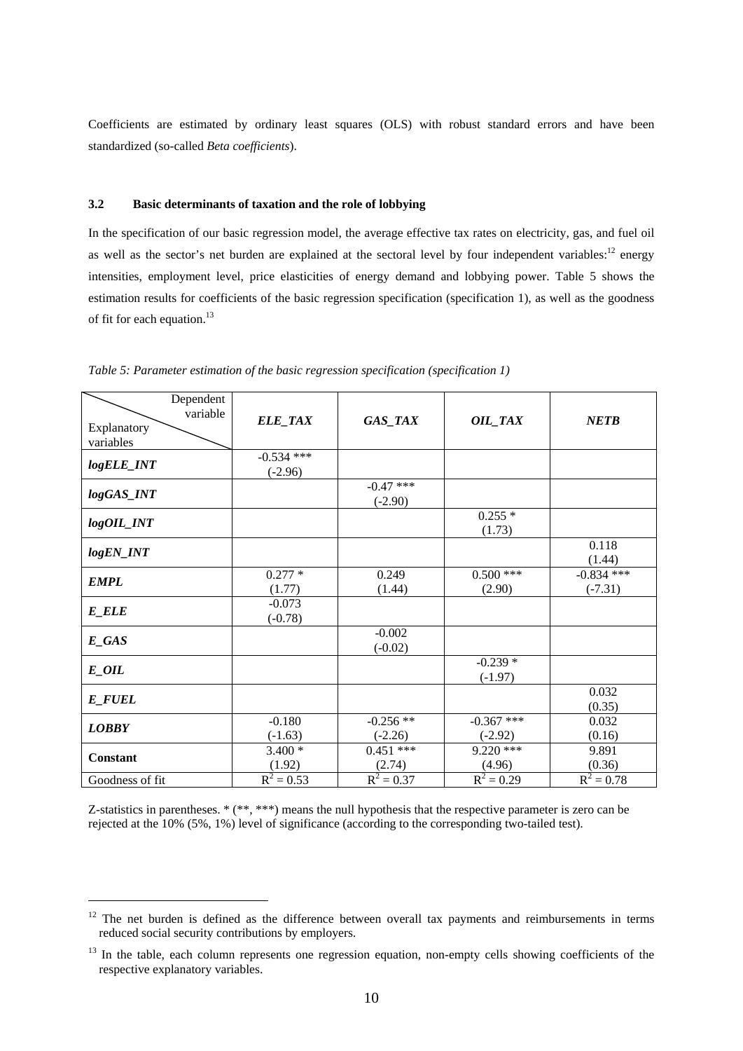Coefficients are estimated by ordinary least squares (OLS) with robust standard errors and have been standardized (so-called *Beta coefficients*).

### 3.2 Basic determinants of taxation and the role of lobbying

In the specification of our basic regression model, the average effective tax rates on electricity, gas, and fuel oil as well as the sector's net burden are explained at the sectoral level by four independent variables:[12] energy intensities, employment level, price elasticities of energy demand and lobbying power. Table 5 shows the estimation results for coefficients of the basic regression specification (specification 1), as well as the goodness of fit for each equation.[13]

*Table 5: Parameter estimation of the basic regression specification (specification 1)*

| Explanatory variables \ Dependent variable | ***ELE_TAX*** | ***GAS_TAX*** | ***OIL_TAX*** | ***NETB*** |
|---|---|---|---|---|
| ***logELE_INT*** | -0.534 *** (-2.96) | | | |
| ***logGAS_INT*** | | -0.47 *** (-2.90) | | |
| ***logOIL_INT*** | | | 0.255 * (1.73) | |
| ***logEN_INT*** | | | | 0.118 (1.44) |
| ***EMPL*** | 0.277 * (1.77) | 0.249 (1.44) | 0.500 *** (2.90) | -0.834 *** (-7.31) |
| ***E_ELE*** | -0.073 (-0.78) | | | |
| ***E_GAS*** | | -0.002 (-0.02) | | |
| ***E_OIL*** | | | -0.239 * (-1.97) | |
| ***E_FUEL*** | | | | 0.032 (0.35) |
| ***LOBBY*** | -0.180 (-1.63) | -0.256 ** (-2.26) | -0.367 *** (-2.92) | 0.032 (0.16) |
| **Constant** | 3.400 * (1.92) | 0.451 *** (2.74) | 9.220 *** (4.96) | 9.891 (0.36) |
| Goodness of fit | $R^2 = 0.53$ | $R^2 = 0.37$ | $R^2 = 0.29$ | $R^2 = 0.78$ |

Z-statistics in parentheses. * (**, ***) means the null hypothesis that the respective parameter is zero can be rejected at the 10% (5%, 1%) level of significance (according to the corresponding two-tailed test).

[12] The net burden is defined as the difference between overall tax payments and reimbursements in terms reduced social security contributions by employers.

[13] In the table, each column represents one regression equation, non-empty cells showing coefficients of the respective explanatory variables.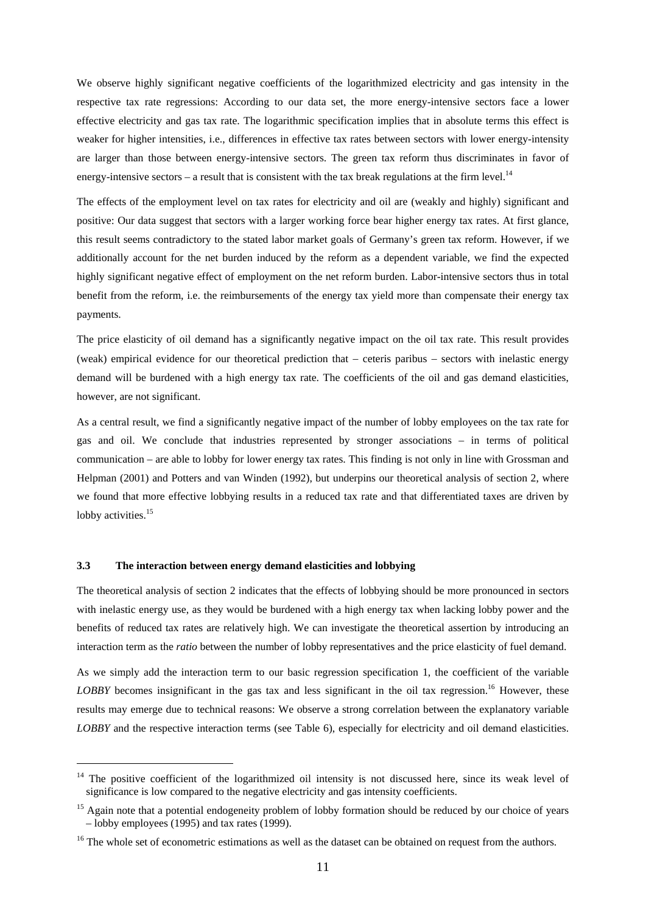We observe highly significant negative coefficients of the logarithmized electricity and gas intensity in the respective tax rate regressions: According to our data set, the more energy-intensive sectors face a lower effective electricity and gas tax rate. The logarithmic specification implies that in absolute terms this effect is weaker for higher intensities, i.e., differences in effective tax rates between sectors with lower energy-intensity are larger than those between energy-intensive sectors. The green tax reform thus discriminates in favor of energy-intensive sectors – a result that is consistent with the tax break regulations at the firm level.[14]

The effects of the employment level on tax rates for electricity and oil are (weakly and highly) significant and positive: Our data suggest that sectors with a larger working force bear higher energy tax rates. At first glance, this result seems contradictory to the stated labor market goals of Germany's green tax reform. However, if we additionally account for the net burden induced by the reform as a dependent variable, we find the expected highly significant negative effect of employment on the net reform burden. Labor-intensive sectors thus in total benefit from the reform, i.e. the reimbursements of the energy tax yield more than compensate their energy tax payments.

The price elasticity of oil demand has a significantly negative impact on the oil tax rate. This result provides (weak) empirical evidence for our theoretical prediction that – ceteris paribus – sectors with inelastic energy demand will be burdened with a high energy tax rate. The coefficients of the oil and gas demand elasticities, however, are not significant.

As a central result, we find a significantly negative impact of the number of lobby employees on the tax rate for gas and oil. We conclude that industries represented by stronger associations – in terms of political communication – are able to lobby for lower energy tax rates. This finding is not only in line with Grossman and Helpman (2001) and Potters and van Winden (1992), but underpins our theoretical analysis of section 2, where we found that more effective lobbying results in a reduced tax rate and that differentiated taxes are driven by lobby activities.[15]

### 3.3 The interaction between energy demand elasticities and lobbying

The theoretical analysis of section 2 indicates that the effects of lobbying should be more pronounced in sectors with inelastic energy use, as they would be burdened with a high energy tax when lacking lobby power and the benefits of reduced tax rates are relatively high. We can investigate the theoretical assertion by introducing an interaction term as the *ratio* between the number of lobby representatives and the price elasticity of fuel demand.

As we simply add the interaction term to our basic regression specification 1, the coefficient of the variable *LOBBY* becomes insignificant in the gas tax and less significant in the oil tax regression.[16] However, these results may emerge due to technical reasons: We observe a strong correlation between the explanatory variable *LOBBY* and the respective interaction terms (see Table 6), especially for electricity and oil demand elasticities.

---

[14] The positive coefficient of the logarithmized oil intensity is not discussed here, since its weak level of significance is low compared to the negative electricity and gas intensity coefficients.

[15] Again note that a potential endogeneity problem of lobby formation should be reduced by our choice of years – lobby employees (1995) and tax rates (1999).

[16] The whole set of econometric estimations as well as the dataset can be obtained on request from the authors.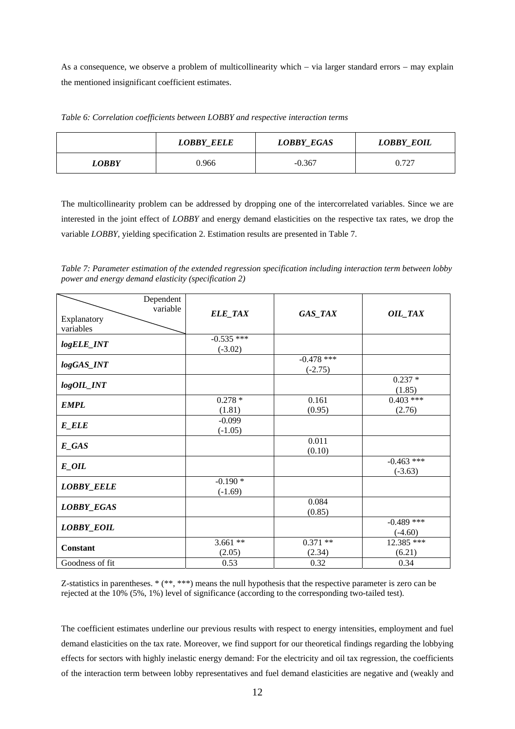As a consequence, we observe a problem of multicollinearity which – via larger standard errors – may explain the mentioned insignificant coefficient estimates.

*Table 6: Correlation coefficients between LOBBY and respective interaction terms*

| | ***LOBBY_EELE*** | ***LOBBY_EGAS*** | ***LOBBY_EOIL*** |
|---|---|---|---|
| ***LOBBY*** | 0.966 | -0.367 | 0.727 |

The multicollinearity problem can be addressed by dropping one of the intercorrelated variables. Since we are interested in the joint effect of *LOBBY* and energy demand elasticities on the respective tax rates, we drop the variable *LOBBY*, yielding specification 2. Estimation results are presented in Table 7.

*Table 7: Parameter estimation of the extended regression specification including interaction term between lobby power and energy demand elasticity (specification 2)*

| Explanatory variables \ Dependent variable | ***ELE_TAX*** | ***GAS_TAX*** | ***OIL_TAX*** |
|---|---|---|---|
| ***logELE_INT*** | -0.535 *** (-3.02) | | |
| ***logGAS_INT*** | | -0.478 *** (-2.75) | |
| ***logOIL_INT*** | | | 0.237 * (1.85) |
| ***EMPL*** | 0.278 * (1.81) | 0.161 (0.95) | 0.403 *** (2.76) |
| ***E_ELE*** | -0.099 (-1.05) | | |
| ***E_GAS*** | | 0.011 (0.10) | |
| ***E_OIL*** | | | -0.463 *** (-3.63) |
| ***LOBBY_EELE*** | -0.190 * (-1.69) | | |
| ***LOBBY_EGAS*** | | 0.084 (0.85) | |
| ***LOBBY_EOIL*** | | | -0.489 *** (-4.60) |
| **Constant** | 3.661 ** (2.05) | 0.371 ** (2.34) | 12.385 *** (6.21) |
| Goodness of fit | 0.53 | 0.32 | 0.34 |

Z-statistics in parentheses. * (**, ***) means the null hypothesis that the respective parameter is zero can be rejected at the 10% (5%, 1%) level of significance (according to the corresponding two-tailed test).

The coefficient estimates underline our previous results with respect to energy intensities, employment and fuel demand elasticities on the tax rate. Moreover, we find support for our theoretical findings regarding the lobbying effects for sectors with highly inelastic energy demand: For the electricity and oil tax regression, the coefficients of the interaction term between lobby representatives and fuel demand elasticities are negative and (weakly and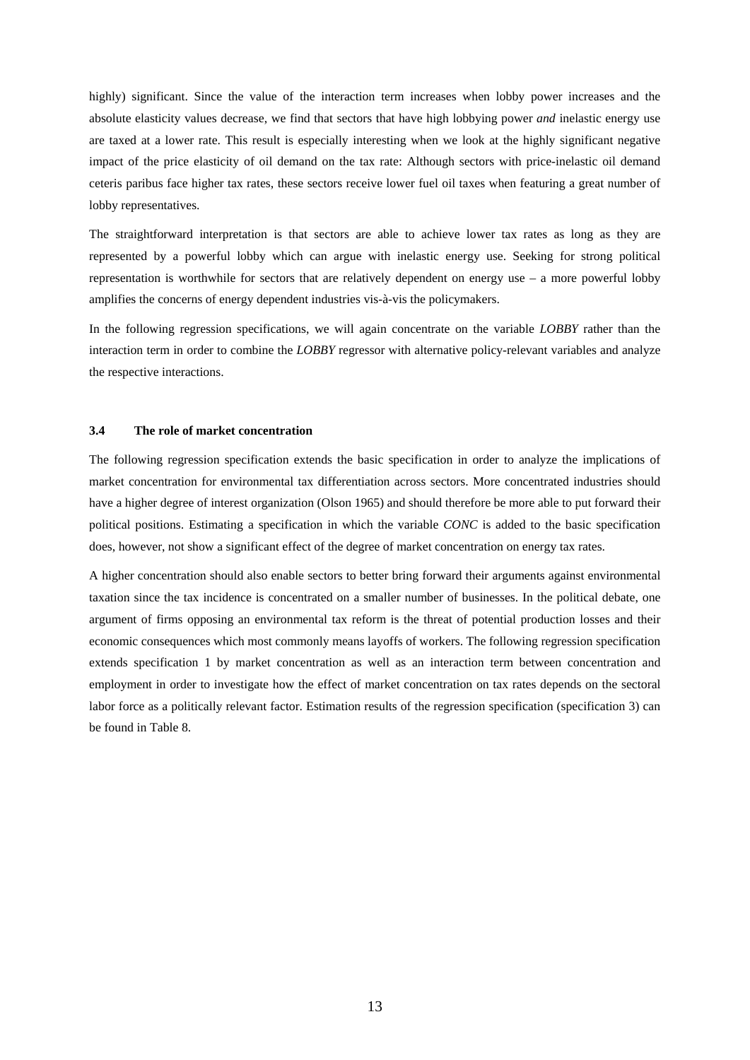highly) significant. Since the value of the interaction term increases when lobby power increases and the absolute elasticity values decrease, we find that sectors that have high lobbying power *and* inelastic energy use are taxed at a lower rate. This result is especially interesting when we look at the highly significant negative impact of the price elasticity of oil demand on the tax rate: Although sectors with price-inelastic oil demand ceteris paribus face higher tax rates, these sectors receive lower fuel oil taxes when featuring a great number of lobby representatives.

The straightforward interpretation is that sectors are able to achieve lower tax rates as long as they are represented by a powerful lobby which can argue with inelastic energy use. Seeking for strong political representation is worthwhile for sectors that are relatively dependent on energy use – a more powerful lobby amplifies the concerns of energy dependent industries vis-à-vis the policymakers.

In the following regression specifications, we will again concentrate on the variable *LOBBY* rather than the interaction term in order to combine the *LOBBY* regressor with alternative policy-relevant variables and analyze the respective interactions.

### 3.4 The role of market concentration

The following regression specification extends the basic specification in order to analyze the implications of market concentration for environmental tax differentiation across sectors. More concentrated industries should have a higher degree of interest organization (Olson 1965) and should therefore be more able to put forward their political positions. Estimating a specification in which the variable *CONC* is added to the basic specification does, however, not show a significant effect of the degree of market concentration on energy tax rates.

A higher concentration should also enable sectors to better bring forward their arguments against environmental taxation since the tax incidence is concentrated on a smaller number of businesses. In the political debate, one argument of firms opposing an environmental tax reform is the threat of potential production losses and their economic consequences which most commonly means layoffs of workers. The following regression specification extends specification 1 by market concentration as well as an interaction term between concentration and employment in order to investigate how the effect of market concentration on tax rates depends on the sectoral labor force as a politically relevant factor. Estimation results of the regression specification (specification 3) can be found in Table 8.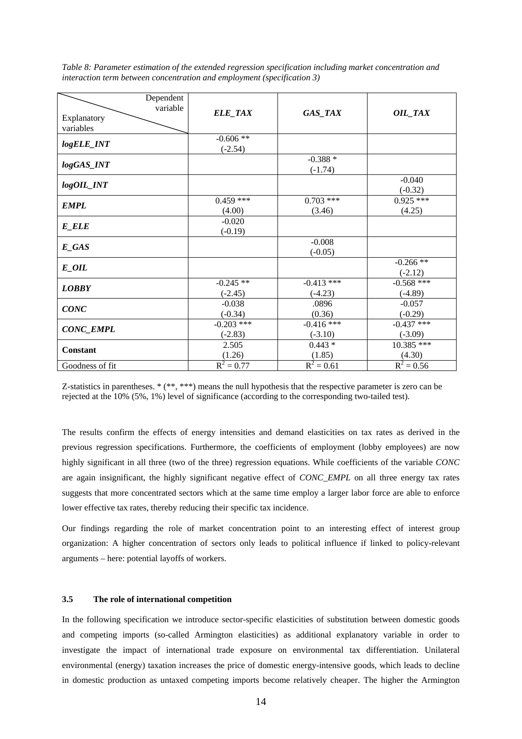*Table 8: Parameter estimation of the extended regression specification including market concentration and interaction term between concentration and employment (specification 3)*

| Explanatory variables \ Dependent variable | ***ELE_TAX*** | ***GAS_TAX*** | ***OIL_TAX*** |
|---|---|---|---|
| ***logELE_INT*** | -0.606 ** (-2.54) | | |
| ***logGAS_INT*** | | -0.388 * (-1.74) | |
| ***logOIL_INT*** | | | -0.040 (-0.32) |
| ***EMPL*** | 0.459 *** (4.00) | 0.703 *** (3.46) | 0.925 *** (4.25) |
| ***E_ELE*** | -0.020 (-0.19) | | |
| ***E_GAS*** | | -0.008 (-0.05) | |
| ***E_OIL*** | | | -0.266 ** (-2.12) |
| ***LOBBY*** | -0.245 ** (-2.45) | -0.413 *** (-4.23) | -0.568 *** (-4.89) |
| ***CONC*** | -0.038 (-0.34) | .0896 (0.36) | -0.057 (-0.29) |
| ***CONC_EMPL*** | -0.203 *** (-2.83) | -0.416 *** (-3.10) | -0.437 *** (-3.09) |
| **Constant** | 2.505 (1.26) | 0.443 * (1.85) | 10.385 *** (4.30) |
| Goodness of fit | $R^2 = 0.77$ | $R^2 = 0.61$ | $R^2 = 0.56$ |

Z-statistics in parentheses. * (**, ***) means the null hypothesis that the respective parameter is zero can be rejected at the 10% (5%, 1%) level of significance (according to the corresponding two-tailed test).

The results confirm the effects of energy intensities and demand elasticities on tax rates as derived in the previous regression specifications. Furthermore, the coefficients of employment (lobby employees) are now highly significant in all three (two of the three) regression equations. While coefficients of the variable *CONC* are again insignificant, the highly significant negative effect of *CONC_EMPL* on all three energy tax rates suggests that more concentrated sectors which at the same time employ a larger labor force are able to enforce lower effective tax rates, thereby reducing their specific tax incidence.

Our findings regarding the role of market concentration point to an interesting effect of interest group organization: A higher concentration of sectors only leads to political influence if linked to policy-relevant arguments – here: potential layoffs of workers.

### 3.5 The role of international competition

In the following specification we introduce sector-specific elasticities of substitution between domestic goods and competing imports (so-called Armington elasticities) as additional explanatory variable in order to investigate the impact of international trade exposure on environmental tax differentiation. Unilateral environmental (energy) taxation increases the price of domestic energy-intensive goods, which leads to decline in domestic production as untaxed competing imports become relatively cheaper. The higher the Armington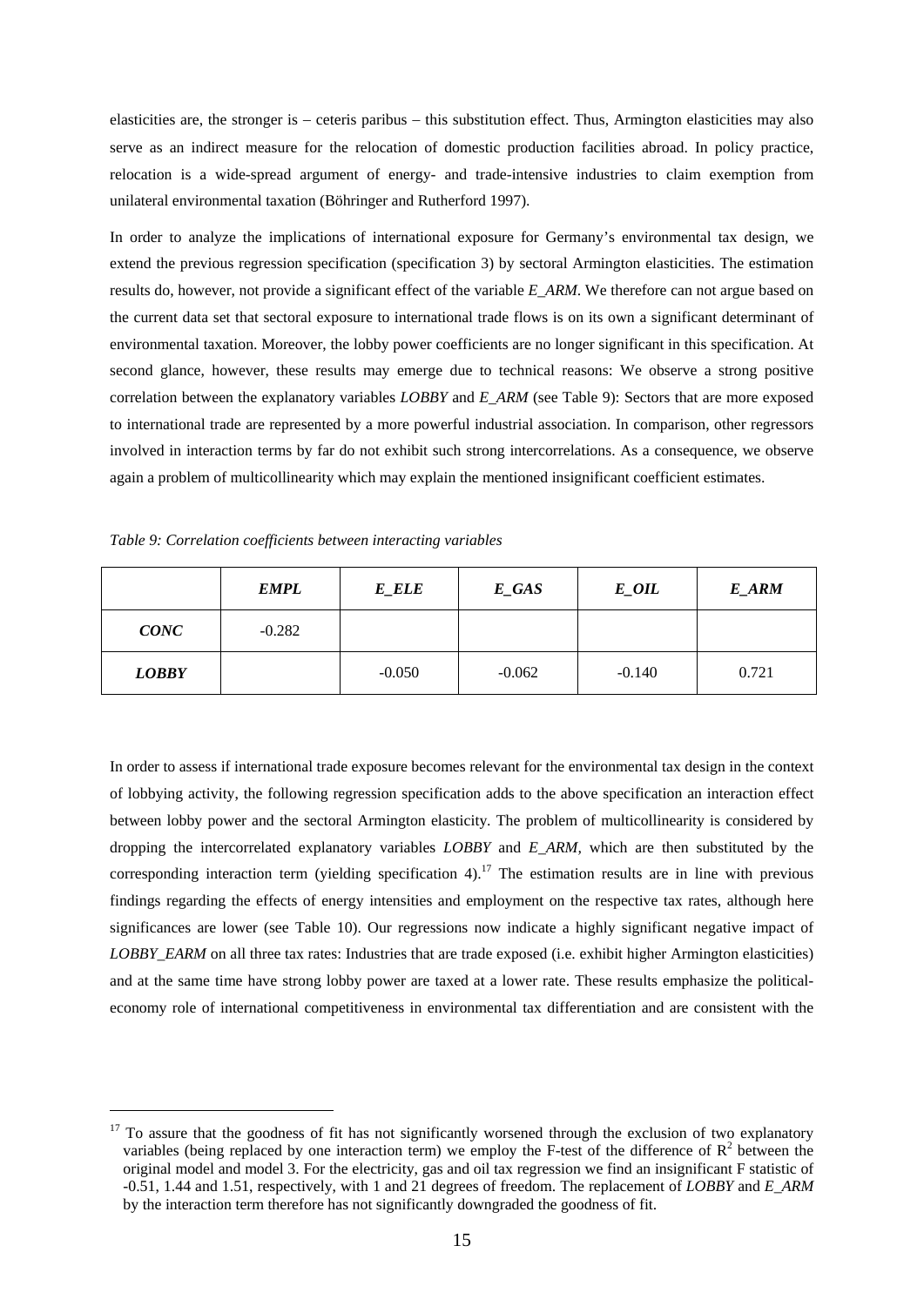elasticities are, the stronger is – ceteris paribus – this substitution effect. Thus, Armington elasticities may also serve as an indirect measure for the relocation of domestic production facilities abroad. In policy practice, relocation is a wide-spread argument of energy- and trade-intensive industries to claim exemption from unilateral environmental taxation (Böhringer and Rutherford 1997).

In order to analyze the implications of international exposure for Germany's environmental tax design, we extend the previous regression specification (specification 3) by sectoral Armington elasticities. The estimation results do, however, not provide a significant effect of the variable *E_ARM*. We therefore can not argue based on the current data set that sectoral exposure to international trade flows is on its own a significant determinant of environmental taxation. Moreover, the lobby power coefficients are no longer significant in this specification. At second glance, however, these results may emerge due to technical reasons: We observe a strong positive correlation between the explanatory variables *LOBBY* and *E_ARM* (see Table 9): Sectors that are more exposed to international trade are represented by a more powerful industrial association. In comparison, other regressors involved in interaction terms by far do not exhibit such strong intercorrelations. As a consequence, we observe again a problem of multicollinearity which may explain the mentioned insignificant coefficient estimates.

*Table 9: Correlation coefficients between interacting variables*

| | ***EMPL*** | ***E_ELE*** | ***E_GAS*** | ***E_OIL*** | ***E_ARM*** |
|---|---|---|---|---|---|
| ***CONC*** | -0.282 | | | | |
| ***LOBBY*** | | -0.050 | -0.062 | -0.140 | 0.721 |

In order to assess if international trade exposure becomes relevant for the environmental tax design in the context of lobbying activity, the following regression specification adds to the above specification an interaction effect between lobby power and the sectoral Armington elasticity. The problem of multicollinearity is considered by dropping the intercorrelated explanatory variables *LOBBY* and *E_ARM*, which are then substituted by the corresponding interaction term (yielding specification 4).[17] The estimation results are in line with previous findings regarding the effects of energy intensities and employment on the respective tax rates, although here significances are lower (see Table 10). Our regressions now indicate a highly significant negative impact of *LOBBY_EARM* on all three tax rates: Industries that are trade exposed (i.e. exhibit higher Armington elasticities) and at the same time have strong lobby power are taxed at a lower rate. These results emphasize the political-economy role of international competitiveness in environmental tax differentiation and are consistent with the

[17] To assure that the goodness of fit has not significantly worsened through the exclusion of two explanatory variables (being replaced by one interaction term) we employ the F-test of the difference of $R^2$ between the original model and model 3. For the electricity, gas and oil tax regression we find an insignificant F statistic of -0.51, 1.44 and 1.51, respectively, with 1 and 21 degrees of freedom. The replacement of *LOBBY* and *E_ARM* by the interaction term therefore has not significantly downgraded the goodness of fit.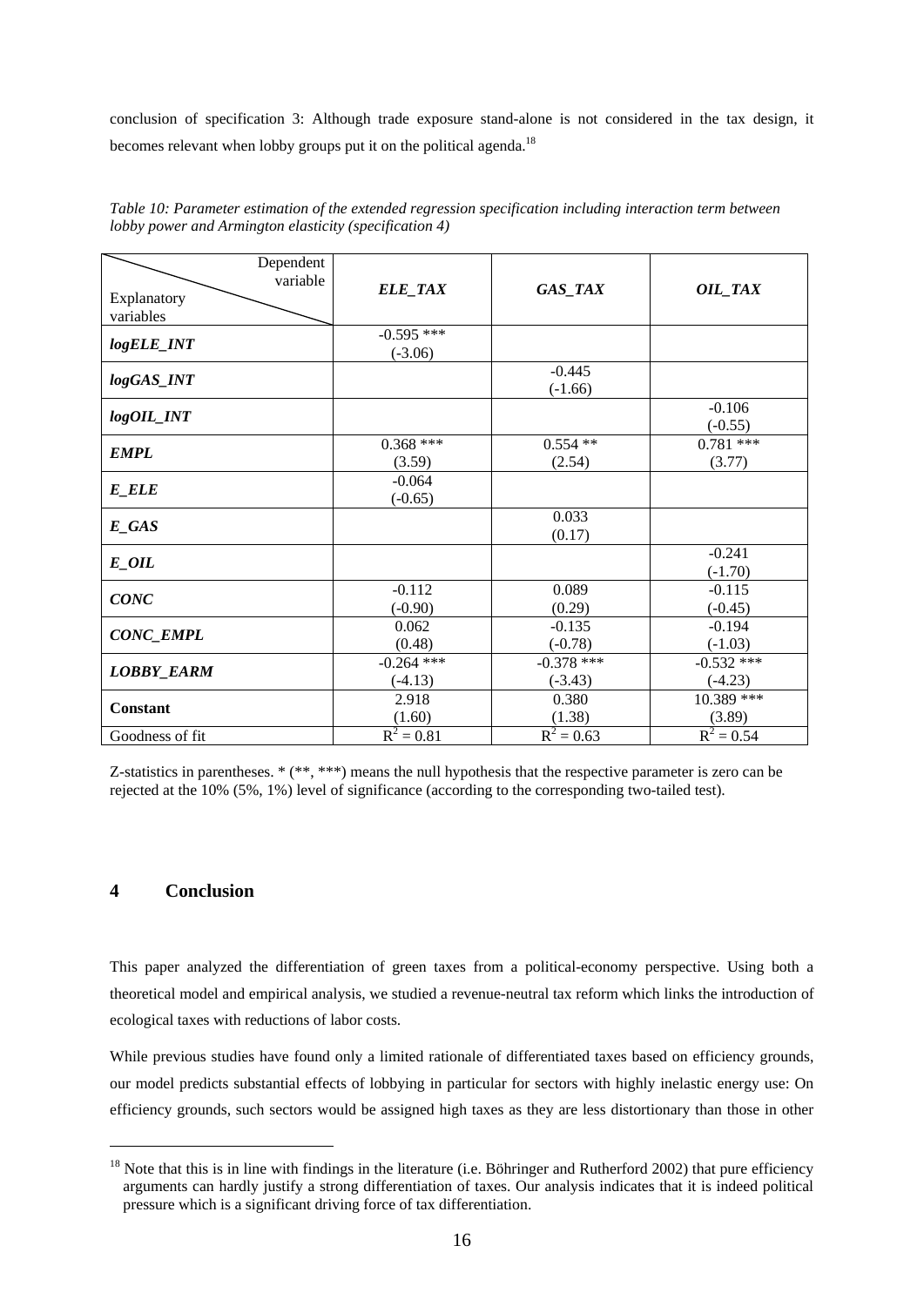conclusion of specification 3: Although trade exposure stand-alone is not considered in the tax design, it becomes relevant when lobby groups put it on the political agenda.[18]

*Table 10: Parameter estimation of the extended regression specification including interaction term between lobby power and Armington elasticity (specification 4)*

| Explanatory variables \ Dependent variable | ***ELE_TAX*** | ***GAS_TAX*** | ***OIL_TAX*** |
|---|---|---|---|
| ***logELE_INT*** | -0.595 *** (-3.06) | | |
| ***logGAS_INT*** | | -0.445 (-1.66) | |
| ***logOIL_INT*** | | | -0.106 (-0.55) |
| ***EMPL*** | 0.368 *** (3.59) | 0.554 ** (2.54) | 0.781 *** (3.77) |
| ***E_ELE*** | -0.064 (-0.65) | | |
| ***E_GAS*** | | 0.033 (0.17) | |
| ***E_OIL*** | | | -0.241 (-1.70) |
| ***CONC*** | -0.112 (-0.90) | 0.089 (0.29) | -0.115 (-0.45) |
| ***CONC_EMPL*** | 0.062 (0.48) | -0.135 (-0.78) | -0.194 (-1.03) |
| ***LOBBY_EARM*** | -0.264 *** (-4.13) | -0.378 *** (-3.43) | -0.532 *** (-4.23) |
| **Constant** | 2.918 (1.60) | 0.380 (1.38) | 10.389 *** (3.89) |
| Goodness of fit | $R^2 = 0.81$ | $R^2 = 0.63$ | $R^2 = 0.54$ |

Z-statistics in parentheses. * (**, ***) means the null hypothesis that the respective parameter is zero can be rejected at the 10% (5%, 1%) level of significance (according to the corresponding two-tailed test).

# 4 Conclusion

This paper analyzed the differentiation of green taxes from a political-economy perspective. Using both a theoretical model and empirical analysis, we studied a revenue-neutral tax reform which links the introduction of ecological taxes with reductions of labor costs.

While previous studies have found only a limited rationale of differentiated taxes based on efficiency grounds, our model predicts substantial effects of lobbying in particular for sectors with highly inelastic energy use: On efficiency grounds, such sectors would be assigned high taxes as they are less distortionary than those in other

[18] Note that this is in line with findings in the literature (i.e. Böhringer and Rutherford 2002) that pure efficiency arguments can hardly justify a strong differentiation of taxes. Our analysis indicates that it is indeed political pressure which is a significant driving force of tax differentiation.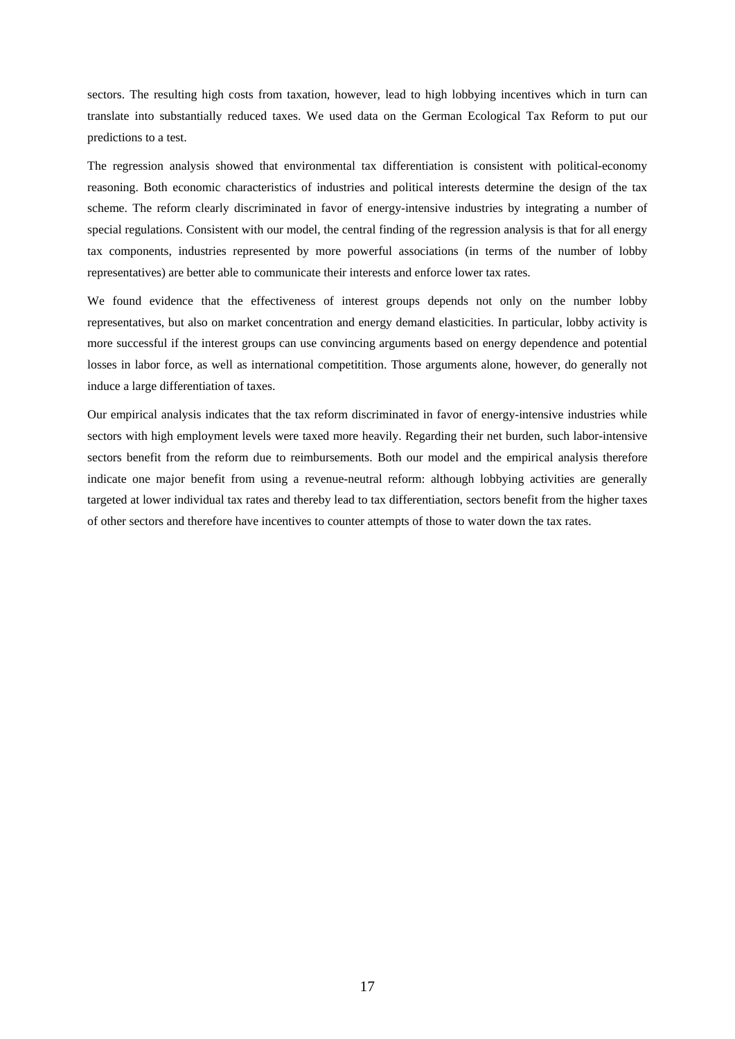sectors. The resulting high costs from taxation, however, lead to high lobbying incentives which in turn can translate into substantially reduced taxes. We used data on the German Ecological Tax Reform to put our predictions to a test.

The regression analysis showed that environmental tax differentiation is consistent with political-economy reasoning. Both economic characteristics of industries and political interests determine the design of the tax scheme. The reform clearly discriminated in favor of energy-intensive industries by integrating a number of special regulations. Consistent with our model, the central finding of the regression analysis is that for all energy tax components, industries represented by more powerful associations (in terms of the number of lobby representatives) are better able to communicate their interests and enforce lower tax rates.

We found evidence that the effectiveness of interest groups depends not only on the number lobby representatives, but also on market concentration and energy demand elasticities. In particular, lobby activity is more successful if the interest groups can use convincing arguments based on energy dependence and potential losses in labor force, as well as international competitition. Those arguments alone, however, do generally not induce a large differentiation of taxes.

Our empirical analysis indicates that the tax reform discriminated in favor of energy-intensive industries while sectors with high employment levels were taxed more heavily. Regarding their net burden, such labor-intensive sectors benefit from the reform due to reimbursements. Both our model and the empirical analysis therefore indicate one major benefit from using a revenue-neutral reform: although lobbying activities are generally targeted at lower individual tax rates and thereby lead to tax differentiation, sectors benefit from the higher taxes of other sectors and therefore have incentives to counter attempts of those to water down the tax rates.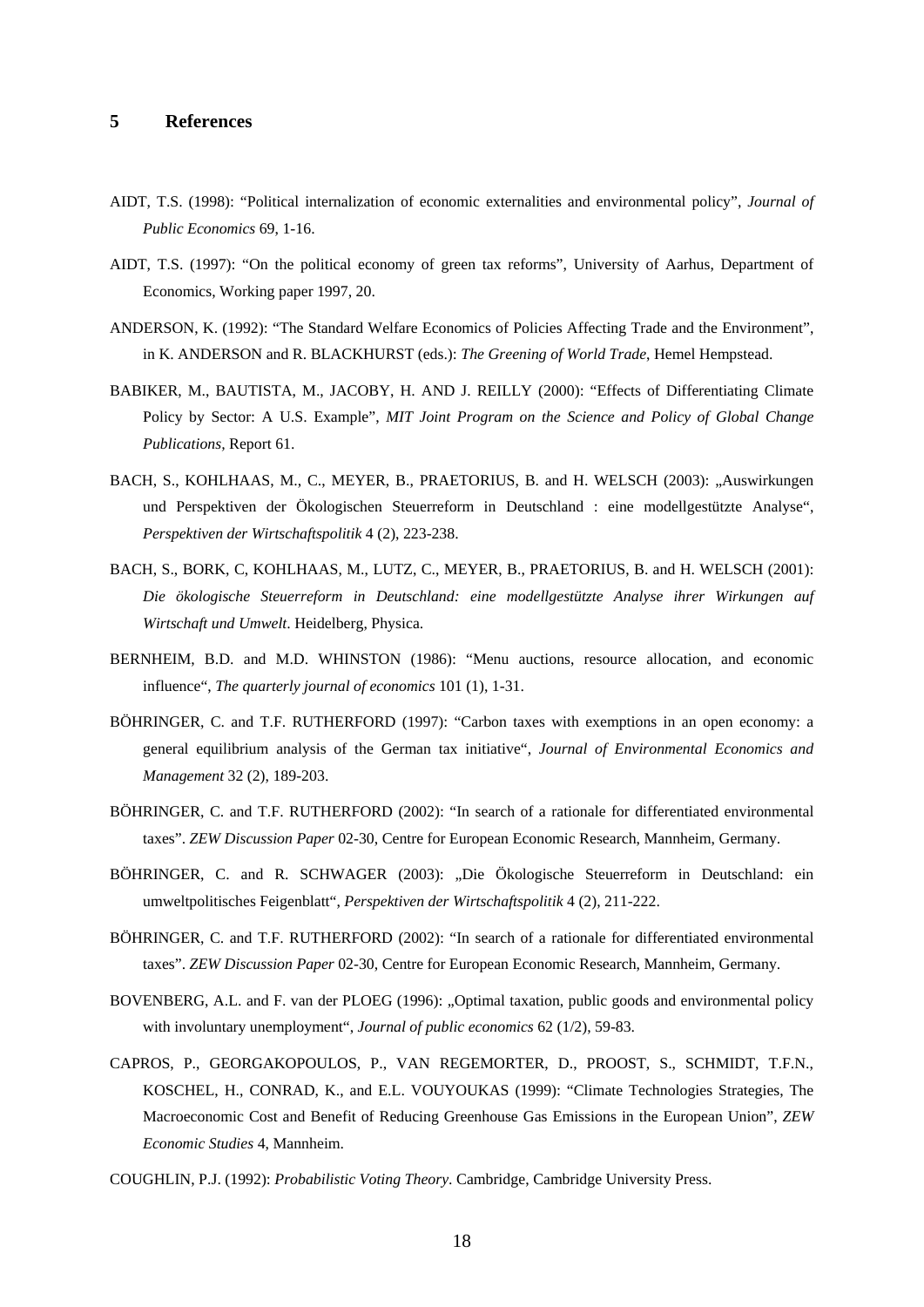## 5 References

AIDT, T.S. (1998): "Political internalization of economic externalities and environmental policy", *Journal of Public Economics* 69, 1-16.

AIDT, T.S. (1997): "On the political economy of green tax reforms", University of Aarhus, Department of Economics, Working paper 1997, 20.

ANDERSON, K. (1992): "The Standard Welfare Economics of Policies Affecting Trade and the Environment", in K. ANDERSON and R. BLACKHURST (eds.): *The Greening of World Trade*, Hemel Hempstead.

BABIKER, M., BAUTISTA, M., JACOBY, H. AND J. REILLY (2000): "Effects of Differentiating Climate Policy by Sector: A U.S. Example", *MIT Joint Program on the Science and Policy of Global Change Publications*, Report 61.

BACH, S., KOHLHAAS, M., C., MEYER, B., PRAETORIUS, B. and H. WELSCH (2003): „Auswirkungen und Perspektiven der Ökologischen Steuerreform in Deutschland : eine modellgestützte Analyse", *Perspektiven der Wirtschaftspolitik* 4 (2), 223-238.

BACH, S., BORK, C, KOHLHAAS, M., LUTZ, C., MEYER, B., PRAETORIUS, B. and H. WELSCH (2001): *Die ökologische Steuerreform in Deutschland: eine modellgestützte Analyse ihrer Wirkungen auf Wirtschaft und Umwelt*. Heidelberg, Physica.

BERNHEIM, B.D. and M.D. WHINSTON (1986): "Menu auctions, resource allocation, and economic influence", *The quarterly journal of economics* 101 (1), 1-31.

BÖHRINGER, C. and T.F. RUTHERFORD (1997): "Carbon taxes with exemptions in an open economy: a general equilibrium analysis of the German tax initiative", *Journal of Environmental Economics and Management* 32 (2), 189-203.

BÖHRINGER, C. and T.F. RUTHERFORD (2002): "In search of a rationale for differentiated environmental taxes". *ZEW Discussion Paper* 02-30, Centre for European Economic Research, Mannheim, Germany.

BÖHRINGER, C. and R. SCHWAGER (2003): „Die Ökologische Steuerreform in Deutschland: ein umweltpolitisches Feigenblatt", *Perspektiven der Wirtschaftspolitik* 4 (2), 211-222.

BÖHRINGER, C. and T.F. RUTHERFORD (2002): "In search of a rationale for differentiated environmental taxes". *ZEW Discussion Paper* 02-30, Centre for European Economic Research, Mannheim, Germany.

BOVENBERG, A.L. and F. van der PLOEG (1996): „Optimal taxation, public goods and environmental policy with involuntary unemployment", *Journal of public economics* 62 (1/2), 59-83.

CAPROS, P., GEORGAKOPOULOS, P., VAN REGEMORTER, D., PROOST, S., SCHMIDT, T.F.N., KOSCHEL, H., CONRAD, K., and E.L. VOUYOUKAS (1999): "Climate Technologies Strategies, The Macroeconomic Cost and Benefit of Reducing Greenhouse Gas Emissions in the European Union", *ZEW Economic Studies* 4, Mannheim.

COUGHLIN, P.J. (1992): *Probabilistic Voting Theory*. Cambridge, Cambridge University Press.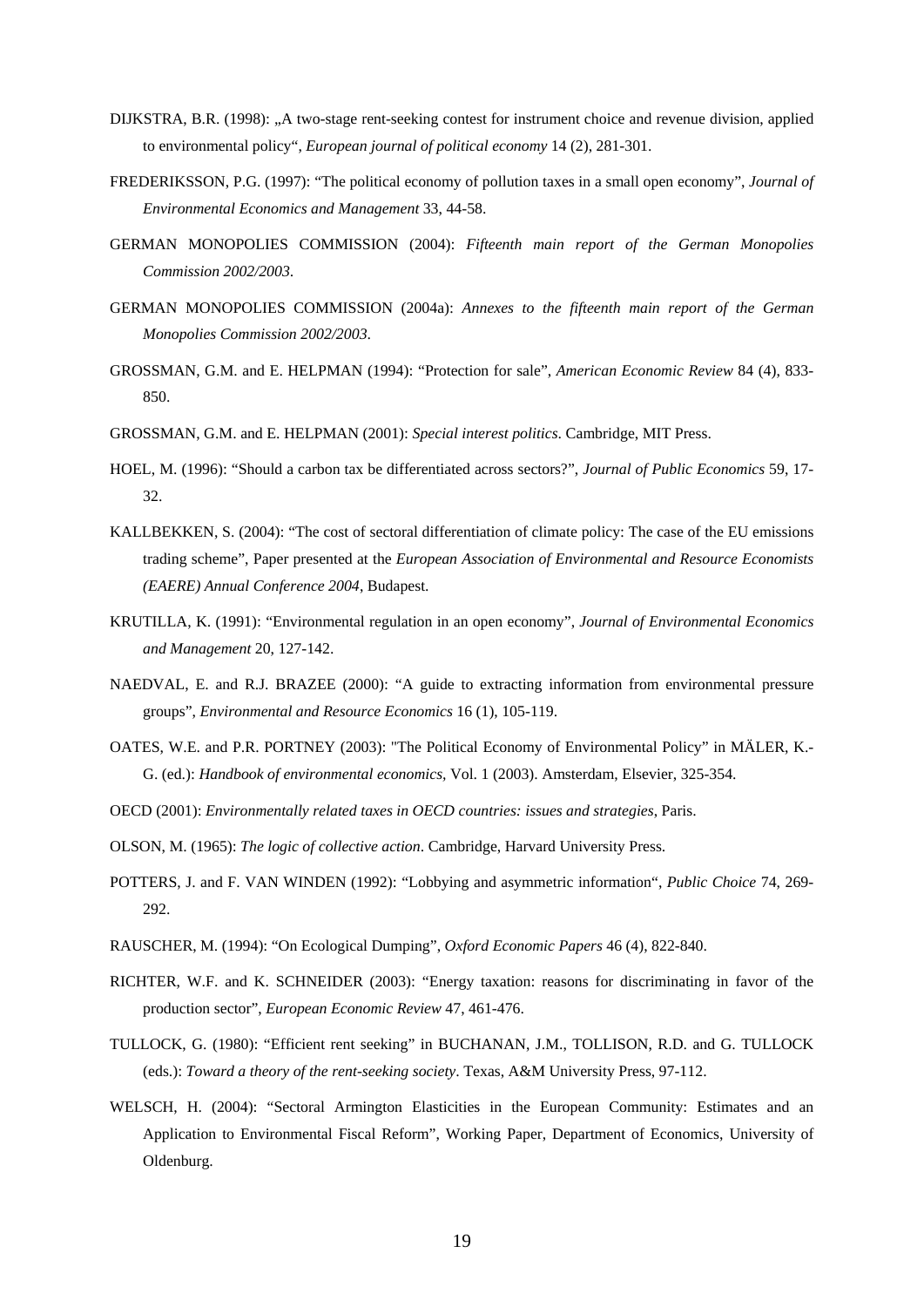DIJKSTRA, B.R. (1998): „A two-stage rent-seeking contest for instrument choice and revenue division, applied to environmental policy“, *European journal of political economy* 14 (2), 281-301.

FREDERIKSSON, P.G. (1997): “The political economy of pollution taxes in a small open economy”, *Journal of Environmental Economics and Management* 33, 44-58.

GERMAN MONOPOLIES COMMISSION (2004): *Fifteenth main report of the German Monopolies Commission 2002/2003*.

GERMAN MONOPOLIES COMMISSION (2004a): *Annexes to the fifteenth main report of the German Monopolies Commission 2002/2003*.

GROSSMAN, G.M. and E. HELPMAN (1994): “Protection for sale”, *American Economic Review* 84 (4), 833-850.

GROSSMAN, G.M. and E. HELPMAN (2001): *Special interest politics*. Cambridge, MIT Press.

HOEL, M. (1996): “Should a carbon tax be differentiated across sectors?”, *Journal of Public Economics* 59, 17-32.

KALLBEKKEN, S. (2004): “The cost of sectoral differentiation of climate policy: The case of the EU emissions trading scheme”, Paper presented at the *European Association of Environmental and Resource Economists (EAERE) Annual Conference 2004*, Budapest.

KRUTILLA, K. (1991): “Environmental regulation in an open economy”, *Journal of Environmental Economics and Management* 20, 127-142.

NAEDVAL, E. and R.J. BRAZEE (2000): “A guide to extracting information from environmental pressure groups”, *Environmental and Resource Economics* 16 (1), 105-119.

OATES, W.E. and P.R. PORTNEY (2003): "The Political Economy of Environmental Policy" in MÄLER, K.-G. (ed.): *Handbook of environmental economics*, Vol. 1 (2003). Amsterdam, Elsevier, 325-354.

OECD (2001): *Environmentally related taxes in OECD countries: issues and strategies*, Paris.

OLSON, M. (1965): *The logic of collective action*. Cambridge, Harvard University Press.

POTTERS, J. and F. VAN WINDEN (1992): “Lobbying and asymmetric information“, *Public Choice* 74, 269-292.

RAUSCHER, M. (1994): “On Ecological Dumping”, *Oxford Economic Papers* 46 (4), 822-840.

RICHTER, W.F. and K. SCHNEIDER (2003): “Energy taxation: reasons for discriminating in favor of the production sector”, *European Economic Review* 47, 461-476.

TULLOCK, G. (1980): “Efficient rent seeking” in BUCHANAN, J.M., TOLLISON, R.D. and G. TULLOCK (eds.): *Toward a theory of the rent-seeking society*. Texas, A&M University Press, 97-112.

WELSCH, H. (2004): “Sectoral Armington Elasticities in the European Community: Estimates and an Application to Environmental Fiscal Reform”, Working Paper, Department of Economics, University of Oldenburg.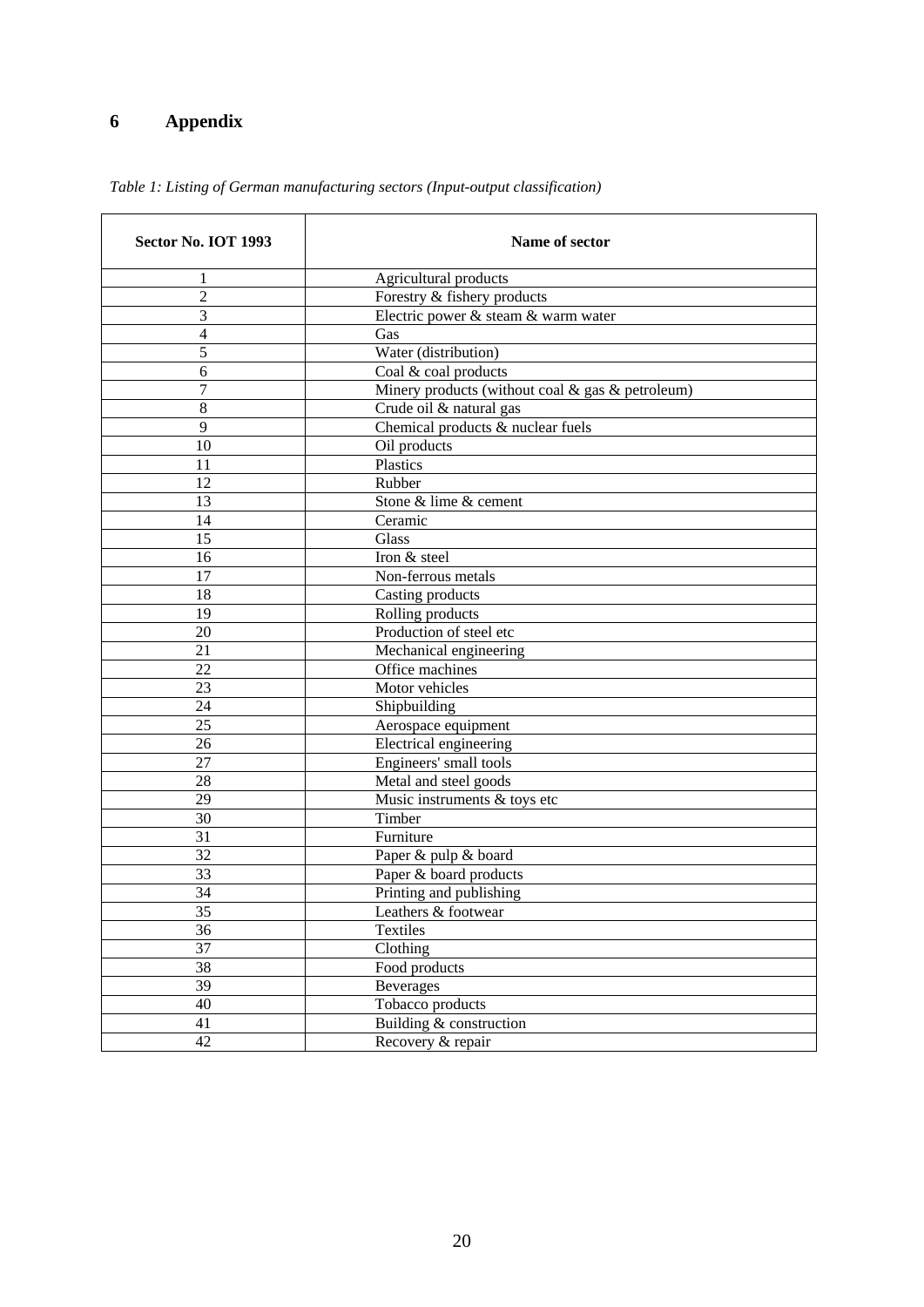# 6 Appendix

*Table 1: Listing of German manufacturing sectors (Input-output classification)*

| Sector No. IOT 1993 | Name of sector |
|---|---|
| 1 | Agricultural products |
| 2 | Forestry & fishery products |
| 3 | Electric power & steam & warm water |
| 4 | Gas |
| 5 | Water (distribution) |
| 6 | Coal & coal products |
| 7 | Minery products (without coal & gas & petroleum) |
| 8 | Crude oil & natural gas |
| 9 | Chemical products & nuclear fuels |
| 10 | Oil products |
| 11 | Plastics |
| 12 | Rubber |
| 13 | Stone & lime & cement |
| 14 | Ceramic |
| 15 | Glass |
| 16 | Iron & steel |
| 17 | Non-ferrous metals |
| 18 | Casting products |
| 19 | Rolling products |
| 20 | Production of steel etc |
| 21 | Mechanical engineering |
| 22 | Office machines |
| 23 | Motor vehicles |
| 24 | Shipbuilding |
| 25 | Aerospace equipment |
| 26 | Electrical engineering |
| 27 | Engineers' small tools |
| 28 | Metal and steel goods |
| 29 | Music instruments & toys etc |
| 30 | Timber |
| 31 | Furniture |
| 32 | Paper & pulp & board |
| 33 | Paper & board products |
| 34 | Printing and publishing |
| 35 | Leathers & footwear |
| 36 | Textiles |
| 37 | Clothing |
| 38 | Food products |
| 39 | Beverages |
| 40 | Tobacco products |
| 41 | Building & construction |
| 42 | Recovery & repair |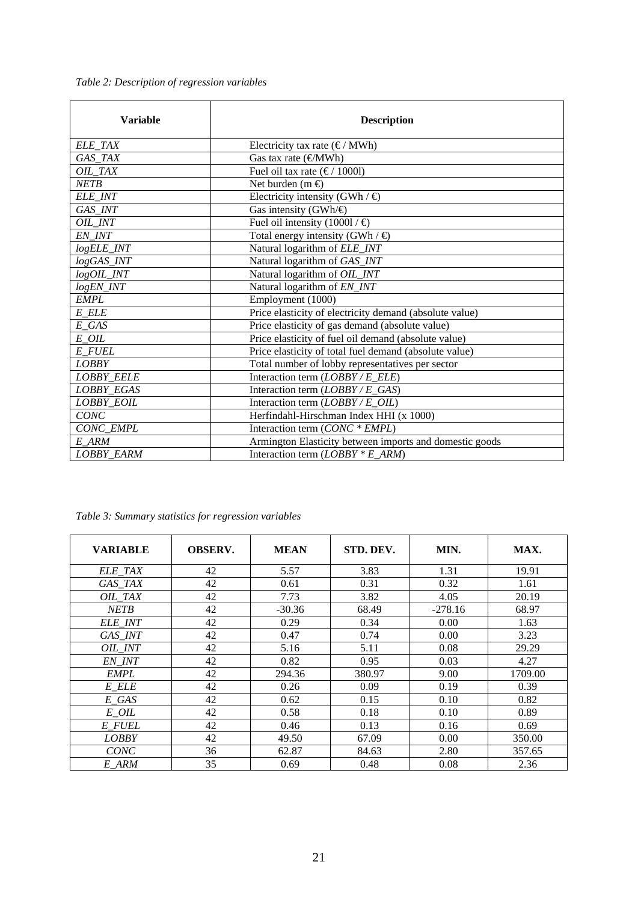*Table 2: Description of regression variables*

| Variable | Description |
|---|---|
| *ELE_TAX* | Electricity tax rate (€ / MWh) |
| *GAS_TAX* | Gas tax rate (€/MWh) |
| *OIL_TAX* | Fuel oil tax rate (€ / 1000l) |
| *NETB* | Net burden (m €) |
| *ELE_INT* | Electricity intensity (GWh / €) |
| *GAS_INT* | Gas intensity (GWh/€) |
| *OIL_INT* | Fuel oil intensity (1000l / €) |
| *EN_INT* | Total energy intensity (GWh / €) |
| *logELE_INT* | Natural logarithm of *ELE_INT* |
| *logGAS_INT* | Natural logarithm of *GAS_INT* |
| *logOIL_INT* | Natural logarithm of *OIL_INT* |
| *logEN_INT* | Natural logarithm of *EN_INT* |
| *EMPL* | Employment (1000) |
| *E_ELE* | Price elasticity of electricity demand (absolute value) |
| *E_GAS* | Price elasticity of gas demand (absolute value) |
| *E_OIL* | Price elasticity of fuel oil demand (absolute value) |
| *E_FUEL* | Price elasticity of total fuel demand (absolute value) |
| *LOBBY* | Total number of lobby representatives per sector |
| *LOBBY_EELE* | Interaction term (*LOBBY / E_ELE*) |
| *LOBBY_EGAS* | Interaction term (*LOBBY / E_GAS*) |
| *LOBBY_EOIL* | Interaction term (*LOBBY / E_OIL*) |
| *CONC* | Herfindahl-Hirschman Index HHI (x 1000) |
| *CONC_EMPL* | Interaction term (*CONC * EMPL*) |
| *E_ARM* | Armington Elasticity between imports and domestic goods |
| *LOBBY_EARM* | Interaction term (*LOBBY * E_ARM*) |

*Table 3: Summary statistics for regression variables*

| VARIABLE | OBSERV. | MEAN | STD. DEV. | MIN. | MAX. |
|---|---|---|---|---|---|
| *ELE_TAX* | 42 | 5.57 | 3.83 | 1.31 | 19.91 |
| *GAS_TAX* | 42 | 0.61 | 0.31 | 0.32 | 1.61 |
| *OIL_TAX* | 42 | 7.73 | 3.82 | 4.05 | 20.19 |
| *NETB* | 42 | -30.36 | 68.49 | -278.16 | 68.97 |
| *ELE_INT* | 42 | 0.29 | 0.34 | 0.00 | 1.63 |
| *GAS_INT* | 42 | 0.47 | 0.74 | 0.00 | 3.23 |
| *OIL_INT* | 42 | 5.16 | 5.11 | 0.08 | 29.29 |
| *EN_INT* | 42 | 0.82 | 0.95 | 0.03 | 4.27 |
| *EMPL* | 42 | 294.36 | 380.97 | 9.00 | 1709.00 |
| *E_ELE* | 42 | 0.26 | 0.09 | 0.19 | 0.39 |
| *E_GAS* | 42 | 0.62 | 0.15 | 0.10 | 0.82 |
| *E_OIL* | 42 | 0.58 | 0.18 | 0.10 | 0.89 |
| *E_FUEL* | 42 | 0.46 | 0.13 | 0.16 | 0.69 |
| *LOBBY* | 42 | 49.50 | 67.09 | 0.00 | 350.00 |
| *CONC* | 36 | 62.87 | 84.63 | 2.80 | 357.65 |
| *E_ARM* | 35 | 0.69 | 0.48 | 0.08 | 2.36 |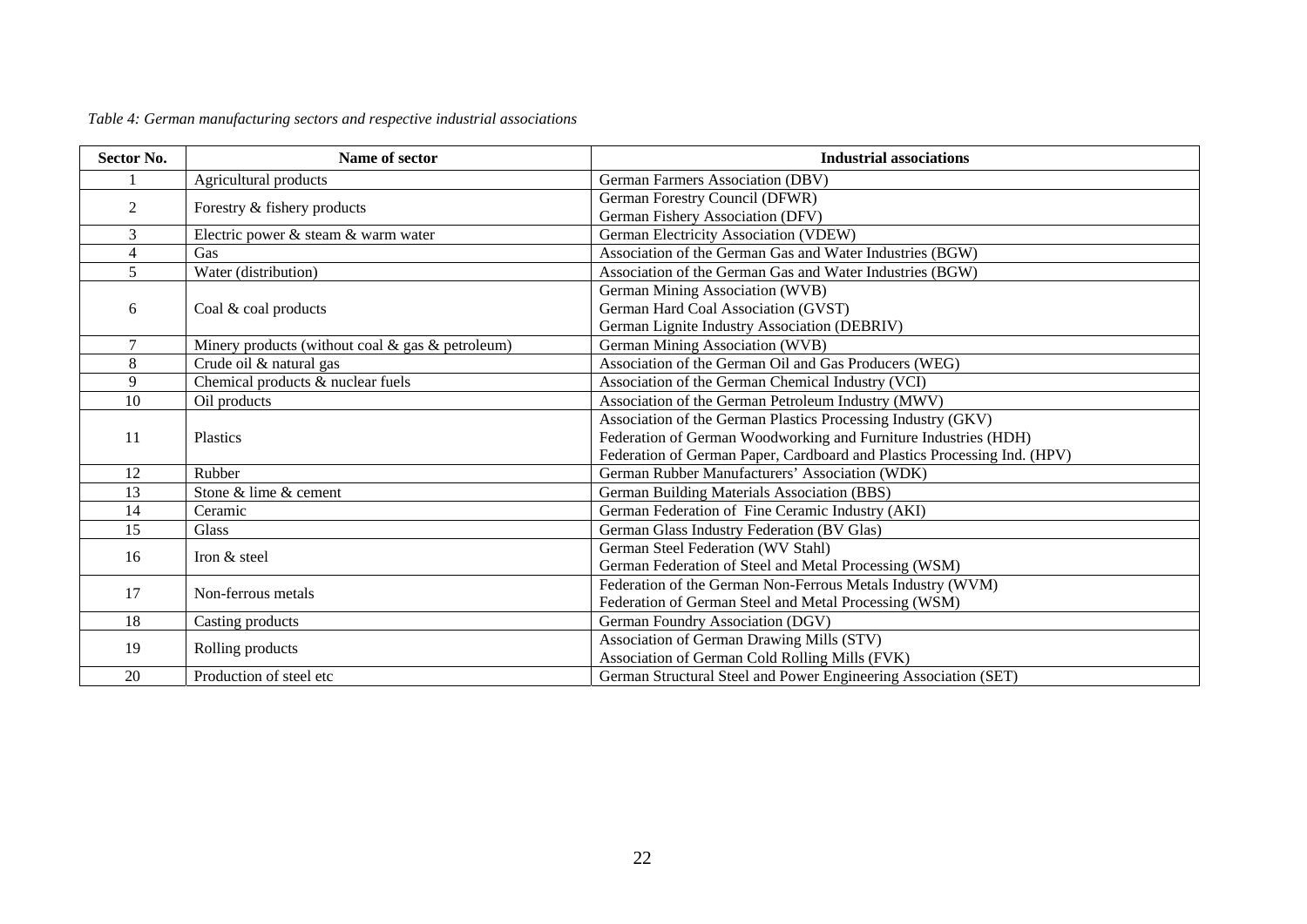*Table 4: German manufacturing sectors and respective industrial associations*

| Sector No. | Name of sector | Industrial associations |
|---|---|---|
| 1 | Agricultural products | German Farmers Association (DBV) |
| 2 | Forestry & fishery products | German Forestry Council (DFWR)<br>German Fishery Association (DFV) |
| 3 | Electric power & steam & warm water | German Electricity Association (VDEW) |
| 4 | Gas | Association of the German Gas and Water Industries (BGW) |
| 5 | Water (distribution) | Association of the German Gas and Water Industries (BGW) |
| 6 | Coal & coal products | German Mining Association (WVB)<br>German Hard Coal Association (GVST)<br>German Lignite Industry Association (DEBRIV) |
| 7 | Minery products (without coal & gas & petroleum) | German Mining Association (WVB) |
| 8 | Crude oil & natural gas | Association of the German Oil and Gas Producers (WEG) |
| 9 | Chemical products & nuclear fuels | Association of the German Chemical Industry (VCI) |
| 10 | Oil products | Association of the German Petroleum Industry (MWV) |
| 11 | Plastics | Association of the German Plastics Processing Industry (GKV)<br>Federation of German Woodworking and Furniture Industries (HDH)<br>Federation of German Paper, Cardboard and Plastics Processing Ind. (HPV) |
| 12 | Rubber | German Rubber Manufacturers' Association (WDK) |
| 13 | Stone & lime & cement | German Building Materials Association (BBS) |
| 14 | Ceramic | German Federation of Fine Ceramic Industry (AKI) |
| 15 | Glass | German Glass Industry Federation (BV Glas) |
| 16 | Iron & steel | German Steel Federation (WV Stahl)<br>German Federation of Steel and Metal Processing (WSM) |
| 17 | Non-ferrous metals | Federation of the German Non-Ferrous Metals Industry (WVM)<br>Federation of German Steel and Metal Processing (WSM) |
| 18 | Casting products | German Foundry Association (DGV) |
| 19 | Rolling products | Association of German Drawing Mills (STV)<br>Association of German Cold Rolling Mills (FVK) |
| 20 | Production of steel etc | German Structural Steel and Power Engineering Association (SET) |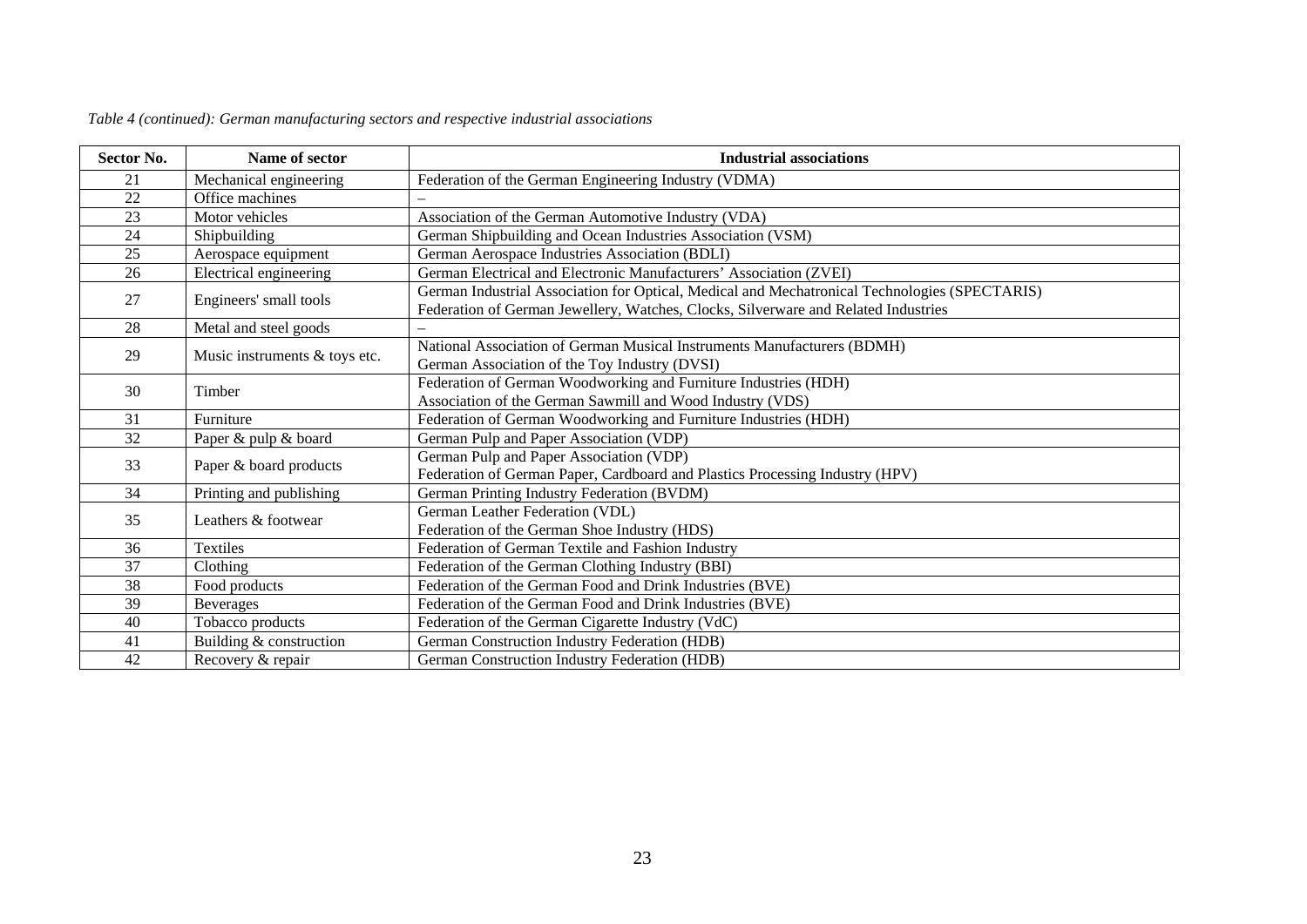*Table 4 (continued): German manufacturing sectors and respective industrial associations*

| Sector No. | Name of sector | Industrial associations |
|---|---|---|
| 21 | Mechanical engineering | Federation of the German Engineering Industry (VDMA) |
| 22 | Office machines | – |
| 23 | Motor vehicles | Association of the German Automotive Industry (VDA) |
| 24 | Shipbuilding | German Shipbuilding and Ocean Industries Association (VSM) |
| 25 | Aerospace equipment | German Aerospace Industries Association (BDLI) |
| 26 | Electrical engineering | German Electrical and Electronic Manufacturers' Association (ZVEI) |
| 27 | Engineers' small tools | German Industrial Association for Optical, Medical and Mechatronical Technologies (SPECTARIS)<br>Federation of German Jewellery, Watches, Clocks, Silverware and Related Industries |
| 28 | Metal and steel goods | – |
| 29 | Music instruments & toys etc. | National Association of German Musical Instruments Manufacturers (BDMH)<br>German Association of the Toy Industry (DVSI) |
| 30 | Timber | Federation of German Woodworking and Furniture Industries (HDH)<br>Association of the German Sawmill and Wood Industry (VDS) |
| 31 | Furniture | Federation of German Woodworking and Furniture Industries (HDH) |
| 32 | Paper & pulp & board | German Pulp and Paper Association (VDP) |
| 33 | Paper & board products | German Pulp and Paper Association (VDP)<br>Federation of German Paper, Cardboard and Plastics Processing Industry (HPV) |
| 34 | Printing and publishing | German Printing Industry Federation (BVDM) |
| 35 | Leathers & footwear | German Leather Federation (VDL)<br>Federation of the German Shoe Industry (HDS) |
| 36 | Textiles | Federation of German Textile and Fashion Industry |
| 37 | Clothing | Federation of the German Clothing Industry (BBI) |
| 38 | Food products | Federation of the German Food and Drink Industries (BVE) |
| 39 | Beverages | Federation of the German Food and Drink Industries (BVE) |
| 40 | Tobacco products | Federation of the German Cigarette Industry (VdC) |
| 41 | Building & construction | German Construction Industry Federation (HDB) |
| 42 | Recovery & repair | German Construction Industry Federation (HDB) |